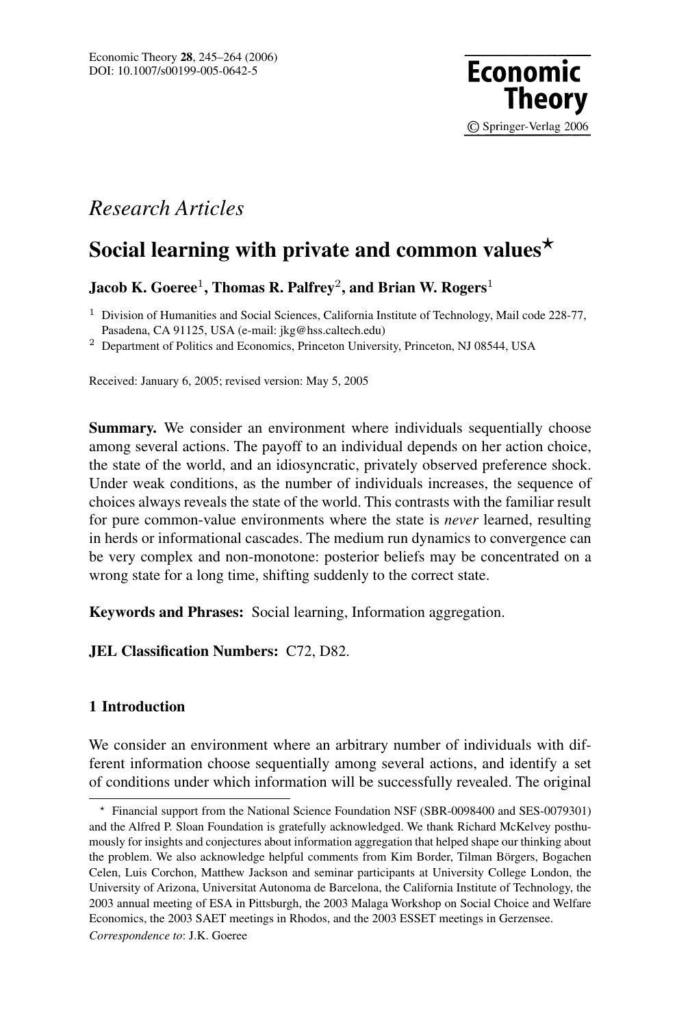*Research Articles*

# Social learning with private and common values*

**Jacob K. Goeree**[1], **Thomas R. Palfrey**[2], **and Brian W. Rogers**[1]

[1] Division of Humanities and Social Sciences, California Institute of Technology, Mail code 228-77, Pasadena, CA 91125, USA (e-mail: jkg@hss.caltech.edu)

[2] Department of Politics and Economics, Princeton University, Princeton, NJ 08544, USA

Received: January 6, 2005; revised version: May 5, 2005

**Summary.** We consider an environment where individuals sequentially choose among several actions. The payoff to an individual depends on her action choice, the state of the world, and an idiosyncratic, privately observed preference shock. Under weak conditions, as the number of individuals increases, the sequence of choices always reveals the state of the world. This contrasts with the familiar result for pure common-value environments where the state is *never* learned, resulting in herds or informational cascades. The medium run dynamics to convergence can be very complex and non-monotone: posterior beliefs may be concentrated on a wrong state for a long time, shifting suddenly to the correct state.

**Keywords and Phrases:** Social learning, Information aggregation.

**JEL Classification Numbers:** C72, D82.

## 1 Introduction

We consider an environment where an arbitrary number of individuals with different information choose sequentially among several actions, and identify a set of conditions under which information will be successfully revealed. The original

---

* Financial support from the National Science Foundation NSF (SBR-0098400 and SES-0079301) and the Alfred P. Sloan Foundation is gratefully acknowledged. We thank Richard McKelvey posthumously for insights and conjectures about information aggregation that helped shape our thinking about the problem. We also acknowledge helpful comments from Kim Border, Tilman Börgers, Bogachen Celen, Luis Corchon, Matthew Jackson and seminar participants at University College London, the University of Arizona, Universitat Autonoma de Barcelona, the California Institute of Technology, the 2003 annual meeting of ESA in Pittsburgh, the 2003 Malaga Workshop on Social Choice and Welfare Economics, the 2003 SAET meetings in Rhodos, and the 2003 ESSET meetings in Gerzensee.

*Correspondence to*: J.K. Goeree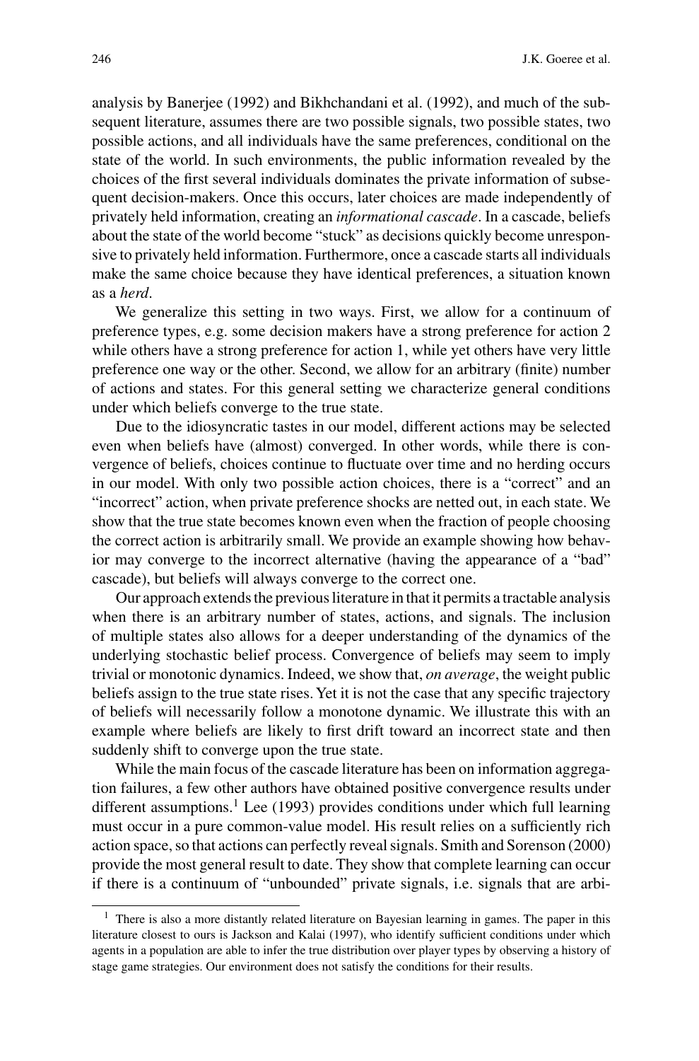analysis by Banerjee (1992) and Bikhchandani et al. (1992), and much of the subsequent literature, assumes there are two possible signals, two possible states, two possible actions, and all individuals have the same preferences, conditional on the state of the world. In such environments, the public information revealed by the choices of the first several individuals dominates the private information of subsequent decision-makers. Once this occurs, later choices are made independently of privately held information, creating an *informational cascade*. In a cascade, beliefs about the state of the world become "stuck" as decisions quickly become unresponsive to privately held information. Furthermore, once a cascade starts all individuals make the same choice because they have identical preferences, a situation known as a *herd*.

We generalize this setting in two ways. First, we allow for a continuum of preference types, e.g. some decision makers have a strong preference for action 2 while others have a strong preference for action 1, while yet others have very little preference one way or the other. Second, we allow for an arbitrary (finite) number of actions and states. For this general setting we characterize general conditions under which beliefs converge to the true state.

Due to the idiosyncratic tastes in our model, different actions may be selected even when beliefs have (almost) converged. In other words, while there is convergence of beliefs, choices continue to fluctuate over time and no herding occurs in our model. With only two possible action choices, there is a "correct" and an "incorrect" action, when private preference shocks are netted out, in each state. We show that the true state becomes known even when the fraction of people choosing the correct action is arbitrarily small. We provide an example showing how behavior may converge to the incorrect alternative (having the appearance of a "bad" cascade), but beliefs will always converge to the correct one.

Our approach extends the previous literature in that it permits a tractable analysis when there is an arbitrary number of states, actions, and signals. The inclusion of multiple states also allows for a deeper understanding of the dynamics of the underlying stochastic belief process. Convergence of beliefs may seem to imply trivial or monotonic dynamics. Indeed, we show that, *on average*, the weight public beliefs assign to the true state rises. Yet it is not the case that any specific trajectory of beliefs will necessarily follow a monotone dynamic. We illustrate this with an example where beliefs are likely to first drift toward an incorrect state and then suddenly shift to converge upon the true state.

While the main focus of the cascade literature has been on information aggregation failures, a few other authors have obtained positive convergence results under different assumptions.[1] Lee (1993) provides conditions under which full learning must occur in a pure common-value model. His result relies on a sufficiently rich action space, so that actions can perfectly reveal signals. Smith and Sorenson (2000) provide the most general result to date. They show that complete learning can occur if there is a continuum of "unbounded" private signals, i.e. signals that are arbi-

[1] There is also a more distantly related literature on Bayesian learning in games. The paper in this literature closest to ours is Jackson and Kalai (1997), who identify sufficient conditions under which agents in a population are able to infer the true distribution over player types by observing a history of stage game strategies. Our environment does not satisfy the conditions for their results.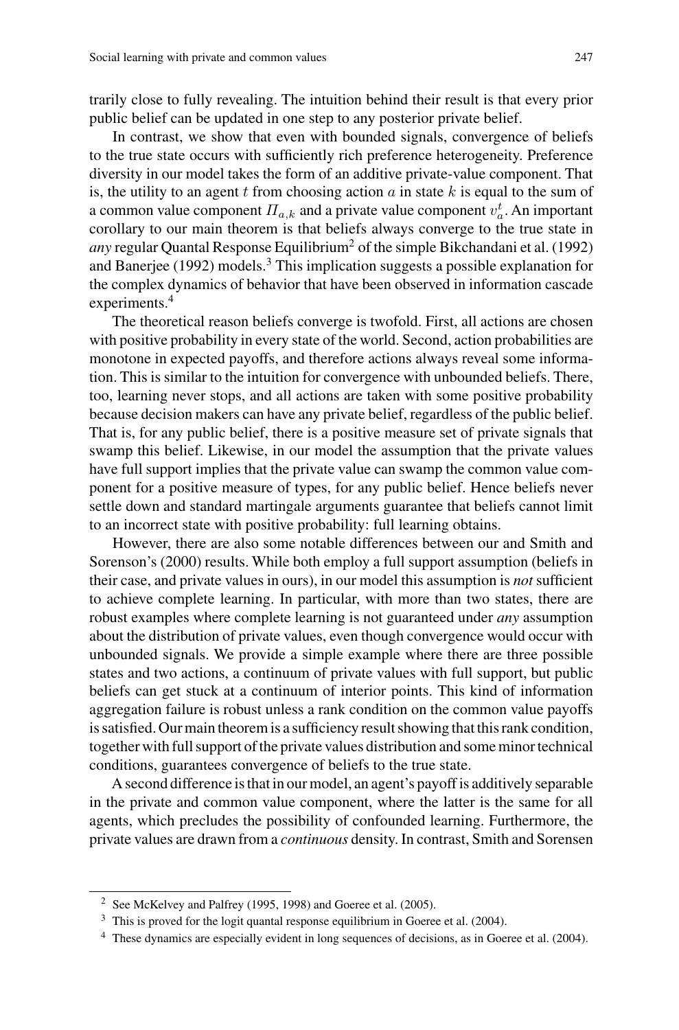trarily close to fully revealing. The intuition behind their result is that every prior public belief can be updated in one step to any posterior private belief.

In contrast, we show that even with bounded signals, convergence of beliefs to the true state occurs with sufficiently rich preference heterogeneity. Preference diversity in our model takes the form of an additive private-value component. That is, the utility to an agent $t$ from choosing action $a$ in state $k$ is equal to the sum of a common value component $\Pi_{a,k}$ and a private value component $v_a^t$. An important corollary to our main theorem is that beliefs always converge to the true state in *any* regular Quantal Response Equilibrium[2] of the simple Bikchandani et al. (1992) and Banerjee (1992) models.[3] This implication suggests a possible explanation for the complex dynamics of behavior that have been observed in information cascade experiments.[4]

The theoretical reason beliefs converge is twofold. First, all actions are chosen with positive probability in every state of the world. Second, action probabilities are monotone in expected payoffs, and therefore actions always reveal some information. This is similar to the intuition for convergence with unbounded beliefs. There, too, learning never stops, and all actions are taken with some positive probability because decision makers can have any private belief, regardless of the public belief. That is, for any public belief, there is a positive measure set of private signals that swamp this belief. Likewise, in our model the assumption that the private values have full support implies that the private value can swamp the common value component for a positive measure of types, for any public belief. Hence beliefs never settle down and standard martingale arguments guarantee that beliefs cannot limit to an incorrect state with positive probability: full learning obtains.

However, there are also some notable differences between our and Smith and Sorenson's (2000) results. While both employ a full support assumption (beliefs in their case, and private values in ours), in our model this assumption is *not* sufficient to achieve complete learning. In particular, with more than two states, there are robust examples where complete learning is not guaranteed under *any* assumption about the distribution of private values, even though convergence would occur with unbounded signals. We provide a simple example where there are three possible states and two actions, a continuum of private values with full support, but public beliefs can get stuck at a continuum of interior points. This kind of information aggregation failure is robust unless a rank condition on the common value payoffs is satisfied. Our main theorem is a sufficiency result showing that this rank condition, together with full support of the private values distribution and some minor technical conditions, guarantees convergence of beliefs to the true state.

A second difference is that in our model, an agent's payoff is additively separable in the private and common value component, where the latter is the same for all agents, which precludes the possibility of confounded learning. Furthermore, the private values are drawn from a *continuous* density. In contrast, Smith and Sorensen

[2] See McKelvey and Palfrey (1995, 1998) and Goeree et al. (2005).

[3] This is proved for the logit quantal response equilibrium in Goeree et al. (2004).

[4] These dynamics are especially evident in long sequences of decisions, as in Goeree et al. (2004).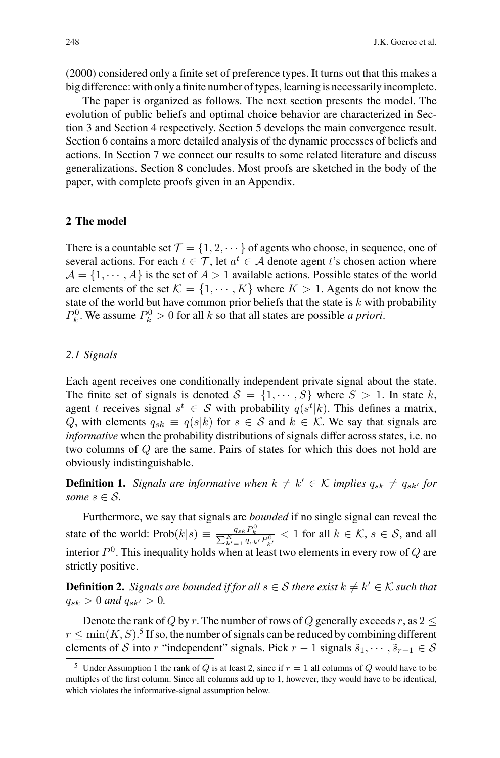(2000) considered only a finite set of preference types. It turns out that this makes a big difference: with only a finite number of types, learning is necessarily incomplete.

The paper is organized as follows. The next section presents the model. The evolution of public beliefs and optimal choice behavior are characterized in Section 3 and Section 4 respectively. Section 5 develops the main convergence result. Section 6 contains a more detailed analysis of the dynamic processes of beliefs and actions. In Section 7 we connect our results to some related literature and discuss generalizations. Section 8 concludes. Most proofs are sketched in the body of the paper, with complete proofs given in an Appendix.

## 2 The model

There is a countable set $\mathcal{T} = \{1, 2, \cdots\}$ of agents who choose, in sequence, one of several actions. For each $t \in \mathcal{T}$, let $a^t \in \mathcal{A}$ denote agent $t$'s chosen action where $\mathcal{A} = \{1, \cdots, A\}$ is the set of $A > 1$ available actions. Possible states of the world are elements of the set $\mathcal{K} = \{1, \cdots, K\}$ where $K > 1$. Agents do not know the state of the world but have common prior beliefs that the state is $k$ with probability $P_k^0$. We assume $P_k^0 > 0$ for all $k$ so that all states are possible *a priori*.

### 2.1 Signals

Each agent receives one conditionally independent private signal about the state. The finite set of signals is denoted $\mathcal{S} = \{1, \cdots, S\}$ where $S > 1$. In state $k$, agent $t$ receives signal $s^t \in \mathcal{S}$ with probability $q(s^t|k)$. This defines a matrix, $Q$, with elements $q_{sk} \equiv q(s|k)$ for $s \in \mathcal{S}$ and $k \in \mathcal{K}$. We say that signals are *informative* when the probability distributions of signals differ across states, i.e. no two columns of $Q$ are the same. Pairs of states for which this does not hold are obviously indistinguishable.

**Definition 1.** *Signals are informative when $k \neq k' \in \mathcal{K}$ implies $q_{sk} \neq q_{sk'}$ for some $s \in \mathcal{S}$.*

Furthermore, we say that signals are *bounded* if no single signal can reveal the state of the world: $\text{Prob}(k|s) \equiv \frac{q_{sk} P_k^0}{\sum_{k'=1}^{K} q_{sk'} P_{k'}^0} < 1$ for all $k \in \mathcal{K}$, $s \in \mathcal{S}$, and all interior $P^0$. This inequality holds when at least two elements in every row of $Q$ are strictly positive.

**Definition 2.** *Signals are bounded if for all $s \in \mathcal{S}$ there exist $k \neq k' \in \mathcal{K}$ such that $q_{sk} > 0$ and $q_{sk'} > 0$.*

Denote the rank of $Q$ by $r$. The number of rows of $Q$ generally exceeds $r$, as $2 \leq r \leq \min(K, S)$.[5] If so, the number of signals can be reduced by combining different elements of $\mathcal{S}$ into $r$ "independent" signals. Pick $r - 1$ signals $\tilde{s}_1, \cdots, \tilde{s}_{r-1} \in \mathcal{S}$

[5] Under Assumption 1 the rank of $Q$ is at least 2, since if $r = 1$ all columns of $Q$ would have to be multiples of the first column. Since all columns add up to 1, however, they would have to be identical, which violates the informative-signal assumption below.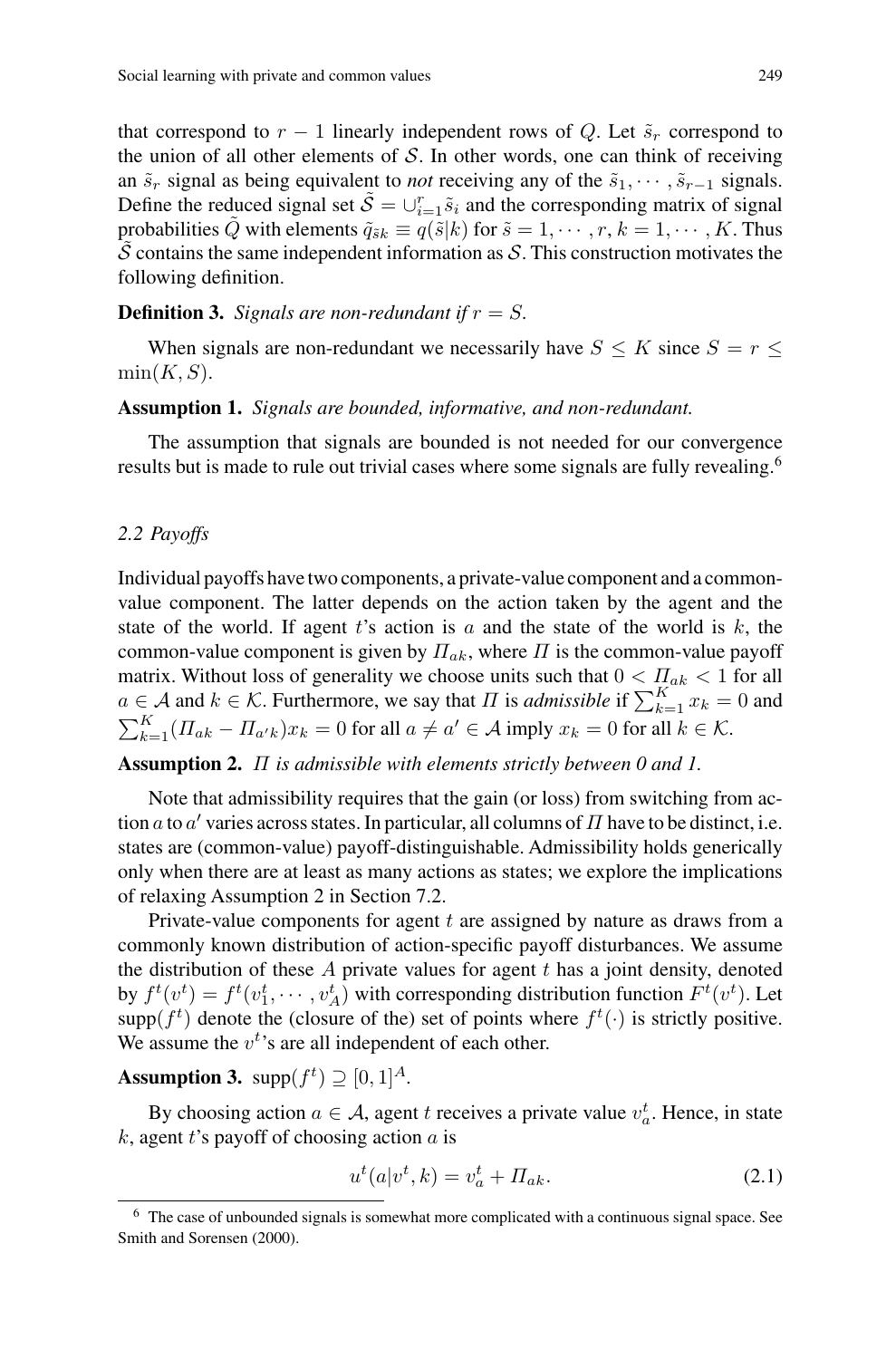that correspond to $r-1$ linearly independent rows of $Q$. Let $\tilde{s}_r$ correspond to the union of all other elements of $\mathcal{S}$. In other words, one can think of receiving an $\tilde{s}_r$ signal as being equivalent to *not* receiving any of the $\tilde{s}_1, \cdots, \tilde{s}_{r-1}$ signals. Define the reduced signal set $\tilde{\mathcal{S}} = \cup_{i=1}^{r} \tilde{s}_i$ and the corresponding matrix of signal probabilities $\tilde{Q}$ with elements $\tilde{q}_{\tilde{s}k} \equiv q(\tilde{s}|k)$ for $\tilde{s} = 1, \cdots, r$, $k = 1, \cdots, K$. Thus $\tilde{\mathcal{S}}$ contains the same independent information as $\mathcal{S}$. This construction motivates the following definition.

**Definition 3.** *Signals are non-redundant if $r = S$.*

When signals are non-redundant we necessarily have $S \leq K$ since $S = r \leq \min(K, S)$.

**Assumption 1.** *Signals are bounded, informative, and non-redundant.*

The assumption that signals are bounded is not needed for our convergence results but is made to rule out trivial cases where some signals are fully revealing.[6]

### 2.2 Payoffs

Individual payoffs have two components, a private-value component and a common-value component. The latter depends on the action taken by the agent and the state of the world. If agent $t$'s action is $a$ and the state of the world is $k$, the common-value component is given by $\Pi_{ak}$, where $\Pi$ is the common-value payoff matrix. Without loss of generality we choose units such that $0 < \Pi_{ak} < 1$ for all $a \in \mathcal{A}$ and $k \in \mathcal{K}$. Furthermore, we say that $\Pi$ is *admissible* if $\sum_{k=1}^{K} x_k = 0$ and $\sum_{k=1}^{K} (\Pi_{ak} - \Pi_{a'k}) x_k = 0$ for all $a \neq a' \in \mathcal{A}$ imply $x_k = 0$ for all $k \in \mathcal{K}$.

**Assumption 2.** *$\Pi$ is admissible with elements strictly between 0 and 1.*

Note that admissibility requires that the gain (or loss) from switching from action $a$ to $a'$ varies across states. In particular, all columns of $\Pi$ have to be distinct, i.e. states are (common-value) payoff-distinguishable. Admissibility holds generically only when there are at least as many actions as states; we explore the implications of relaxing Assumption 2 in Section 7.2.

Private-value components for agent $t$ are assigned by nature as draws from a commonly known distribution of action-specific payoff disturbances. We assume the distribution of these $A$ private values for agent $t$ has a joint density, denoted by $f^t(v^t) = f^t(v_1^t, \cdots, v_A^t)$ with corresponding distribution function $F^t(v^t)$. Let $\text{supp}(f^t)$ denote the (closure of the) set of points where $f^t(\cdot)$ is strictly positive. We assume the $v^t$'s are all independent of each other.

**Assumption 3.** $\text{supp}(f^t) \supseteq [0, 1]^A$.

By choosing action $a \in \mathcal{A}$, agent $t$ receives a private value $v_a^t$. Hence, in state $k$, agent $t$'s payoff of choosing action $a$ is

$$u^t(a|v^t, k) = v_a^t + \Pi_{ak}. \tag{2.1}$$

[6] The case of unbounded signals is somewhat more complicated with a continuous signal space. See Smith and Sorensen (2000).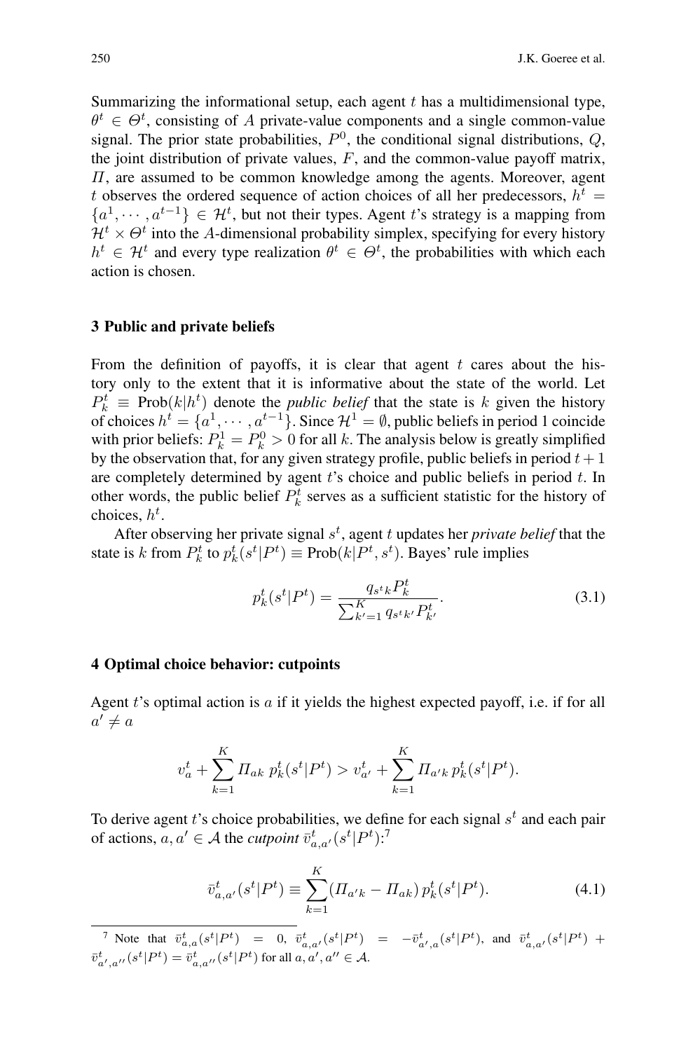Summarizing the informational setup, each agent $t$ has a multidimensional type, $\theta^t \in \Theta^t$, consisting of $A$ private-value components and a single common-value signal. The prior state probabilities, $P^0$, the conditional signal distributions, $Q$, the joint distribution of private values, $F$, and the common-value payoff matrix, $\Pi$, are assumed to be common knowledge among the agents. Moreover, agent $t$ observes the ordered sequence of action choices of all her predecessors, $h^t = \{a^1, \cdots, a^{t-1}\} \in \mathcal{H}^t$, but not their types. Agent $t$'s strategy is a mapping from $\mathcal{H}^t \times \Theta^t$ into the $A$-dimensional probability simplex, specifying for every history $h^t \in \mathcal{H}^t$ and every type realization $\theta^t \in \Theta^t$, the probabilities with which each action is chosen.

## 3 Public and private beliefs

From the definition of payoffs, it is clear that agent $t$ cares about the history only to the extent that it is informative about the state of the world. Let $P_k^t \equiv \text{Prob}(k|h^t)$ denote the *public belief* that the state is $k$ given the history of choices $h^t = \{a^1, \cdots, a^{t-1}\}$. Since $\mathcal{H}^1 = \emptyset$, public beliefs in period 1 coincide with prior beliefs: $P_k^1 = P_k^0 > 0$ for all $k$. The analysis below is greatly simplified by the observation that, for any given strategy profile, public beliefs in period $t+1$ are completely determined by agent $t$'s choice and public beliefs in period $t$. In other words, the public belief $P_k^t$ serves as a sufficient statistic for the history of choices, $h^t$.

After observing her private signal $s^t$, agent $t$ updates her *private belief* that the state is $k$ from $P_k^t$ to $p_k^t(s^t|P^t) \equiv \text{Prob}(k|P^t, s^t)$. Bayes' rule implies

$$p_k^t(s^t|P^t) = \frac{q_{s^t k} P_k^t}{\sum_{k'=1}^{K} q_{s^t k'} P_{k'}^t}. \tag{3.1}$$

## 4 Optimal choice behavior: cutpoints

Agent $t$'s optimal action is $a$ if it yields the highest expected payoff, i.e. if for all $a' \neq a$

$$v_a^t + \sum_{k=1}^{K} \Pi_{ak}\, p_k^t(s^t|P^t) > v_{a'}^t + \sum_{k=1}^{K} \Pi_{a'k}\, p_k^t(s^t|P^t).$$

To derive agent $t$'s choice probabilities, we define for each signal $s^t$ and each pair of actions, $a, a' \in \mathcal{A}$ the *cutpoint* $\bar{v}_{a,a'}^t(s^t|P^t)$:[7]

$$\bar{v}_{a,a'}^t(s^t|P^t) \equiv \sum_{k=1}^{K} (\Pi_{a'k} - \Pi_{ak})\, p_k^t(s^t|P^t). \tag{4.1}$$

[7] Note that $\bar{v}_{a,a}^t(s^t|P^t) = 0$, $\bar{v}_{a,a'}^t(s^t|P^t) = -\bar{v}_{a',a}^t(s^t|P^t)$, and $\bar{v}_{a,a'}^t(s^t|P^t) + \bar{v}_{a',a''}^t(s^t|P^t) = \bar{v}_{a,a''}^t(s^t|P^t)$ for all $a, a', a'' \in \mathcal{A}$.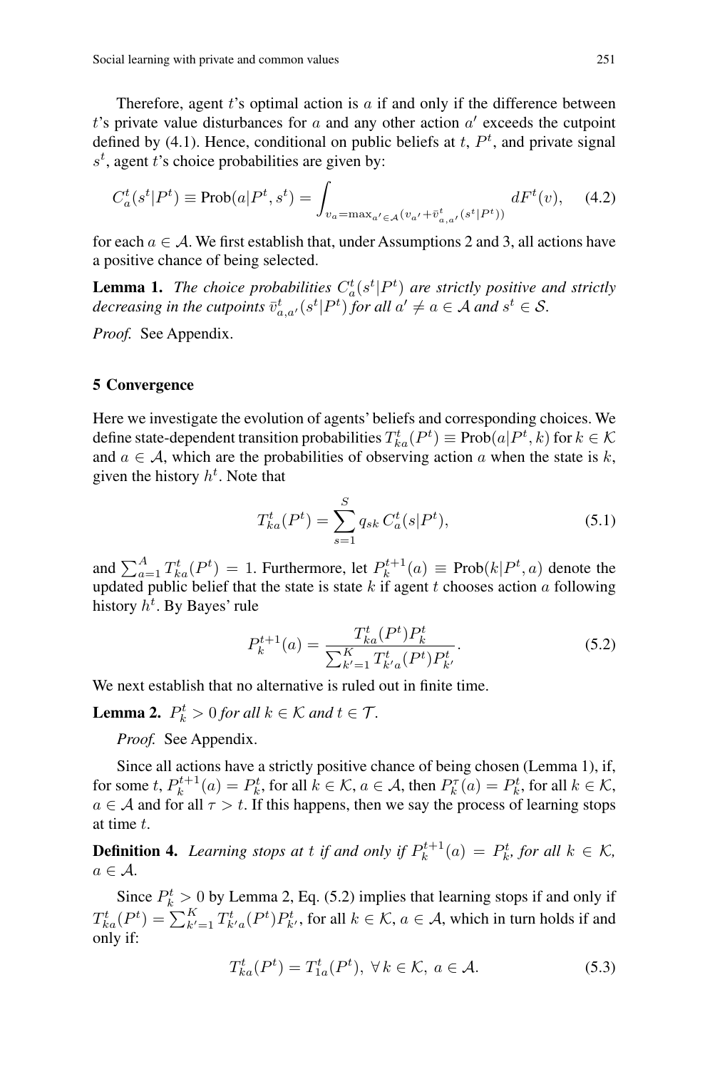Therefore, agent $t$'s optimal action is $a$ if and only if the difference between $t$'s private value disturbances for $a$ and any other action $a'$ exceeds the cutpoint defined by (4.1). Hence, conditional on public beliefs at $t$, $P^t$, and private signal $s^t$, agent $t$'s choice probabilities are given by:

$$C_a^t(s^t|P^t) \equiv \text{Prob}(a|P^t, s^t) = \int_{v_a = \max_{a' \in \mathcal{A}}(v_{a'} + \bar{v}^t_{a,a'}(s^t|P^t))} dF^t(v), \quad (4.2)$$

for each $a \in \mathcal{A}$. We first establish that, under Assumptions 2 and 3, all actions have a positive chance of being selected.

**Lemma 1.** *The choice probabilities $C_a^t(s^t|P^t)$ are strictly positive and strictly decreasing in the cutpoints $\bar{v}^t_{a,a'}(s^t|P^t)$ for all $a' \neq a \in \mathcal{A}$ and $s^t \in \mathcal{S}$.*

*Proof.* See Appendix.

## 5 Convergence

Here we investigate the evolution of agents' beliefs and corresponding choices. We define state-dependent transition probabilities $T^t_{ka}(P^t) \equiv \text{Prob}(a|P^t, k)$ for $k \in \mathcal{K}$ and $a \in \mathcal{A}$, which are the probabilities of observing action $a$ when the state is $k$, given the history $h^t$. Note that

$$T^t_{ka}(P^t) = \sum_{s=1}^{S} q_{sk}\, C_a^t(s|P^t), \quad (5.1)$$

and $\sum_{a=1}^{A} T^t_{ka}(P^t) = 1$. Furthermore, let $P^{t+1}_k(a) \equiv \text{Prob}(k|P^t, a)$ denote the updated public belief that the state is state $k$ if agent $t$ chooses action $a$ following history $h^t$. By Bayes' rule

$$P^{t+1}_k(a) = \frac{T^t_{ka}(P^t)P^t_k}{\sum_{k'=1}^{K} T^t_{k'a}(P^t)P^t_{k'}}. \quad (5.2)$$

We next establish that no alternative is ruled out in finite time.

**Lemma 2.** *$P^t_k > 0$ for all $k \in \mathcal{K}$ and $t \in \mathcal{T}$.*

*Proof.* See Appendix.

Since all actions have a strictly positive chance of being chosen (Lemma 1), if, for some $t$, $P^{t+1}_k(a) = P^t_k$, for all $k \in \mathcal{K}$, $a \in \mathcal{A}$, then $P^\tau_k(a) = P^t_k$, for all $k \in \mathcal{K}$, $a \in \mathcal{A}$ and for all $\tau > t$. If this happens, then we say the process of learning stops at time $t$.

**Definition 4.** *Learning stops at $t$ if and only if $P^{t+1}_k(a) = P^t_k$, for all $k \in \mathcal{K}$, $a \in \mathcal{A}$.*

Since $P^t_k > 0$ by Lemma 2, Eq. (5.2) implies that learning stops if and only if $T^t_{ka}(P^t) = \sum_{k'=1}^{K} T^t_{k'a}(P^t)P^t_{k'}$, for all $k \in \mathcal{K}$, $a \in \mathcal{A}$, which in turn holds if and only if:

$$T^t_{ka}(P^t) = T^t_{1a}(P^t),\ \forall\, k \in \mathcal{K},\ a \in \mathcal{A}. \quad (5.3)$$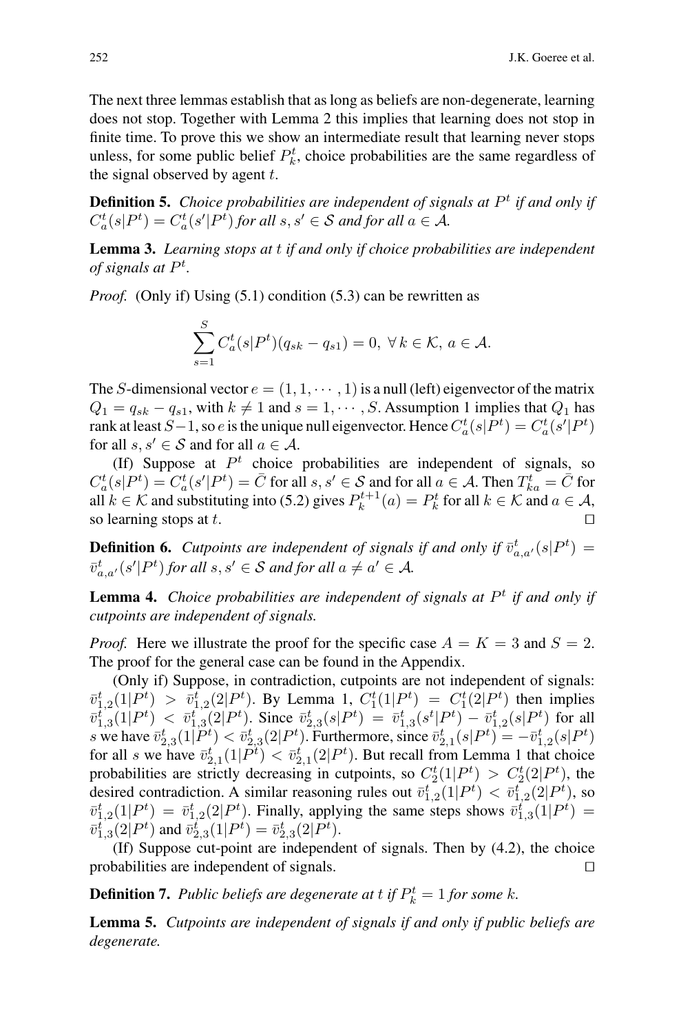The next three lemmas establish that as long as beliefs are non-degenerate, learning does not stop. Together with Lemma 2 this implies that learning does not stop in finite time. To prove this we show an intermediate result that learning never stops unless, for some public belief $P_k^t$, choice probabilities are the same regardless of the signal observed by agent $t$.

**Definition 5.** *Choice probabilities are independent of signals at $P^t$ if and only if $C_a^t(s|P^t) = C_a^t(s'|P^t)$ for all $s, s' \in \mathcal{S}$ and for all $a \in \mathcal{A}$.*

**Lemma 3.** *Learning stops at $t$ if and only if choice probabilities are independent of signals at $P^t$.*

*Proof.* (Only if) Using (5.1) condition (5.3) can be rewritten as

$$\sum_{s=1}^{S} C_a^t(s|P^t)(q_{sk} - q_{s1}) = 0, \ \forall\, k \in \mathcal{K},\ a \in \mathcal{A}.$$

The $S$-dimensional vector $e = (1, 1, \cdots, 1)$ is a null (left) eigenvector of the matrix $Q_1 = q_{sk} - q_{s1}$, with $k \neq 1$ and $s = 1, \cdots, S$. Assumption 1 implies that $Q_1$ has rank at least $S-1$, so $e$ is the unique null eigenvector. Hence $C_a^t(s|P^t) = C_a^t(s'|P^t)$ for all $s, s' \in \mathcal{S}$ and for all $a \in \mathcal{A}$.

(If) Suppose at $P^t$ choice probabilities are independent of signals, so $C_a^t(s|P^t) = C_a^t(s'|P^t) = \bar{C}$ for all $s, s' \in \mathcal{S}$ and for all $a \in \mathcal{A}$. Then $T_{ka}^t = \bar{C}$ for all $k \in \mathcal{K}$ and substituting into (5.2) gives $P_k^{t+1}(a) = P_k^t$ for all $k \in \mathcal{K}$ and $a \in \mathcal{A}$, so learning stops at $t$. $\square$

**Definition 6.** *Cutpoints are independent of signals if and only if $\bar{v}_{a,a'}^t(s|P^t) = \bar{v}_{a,a'}^t(s'|P^t)$ for all $s, s' \in \mathcal{S}$ and for all $a \neq a' \in \mathcal{A}$.*

**Lemma 4.** *Choice probabilities are independent of signals at $P^t$ if and only if cutpoints are independent of signals.*

*Proof.* Here we illustrate the proof for the specific case $A = K = 3$ and $S = 2$. The proof for the general case can be found in the Appendix.

(Only if) Suppose, in contradiction, cutpoints are not independent of signals: $\bar{v}_{1,2}^t(1|P^t) > \bar{v}_{1,2}^t(2|P^t)$. By Lemma 1, $C_1^t(1|P^t) = C_1^t(2|P^t)$ then implies $\bar{v}_{1,3}^t(1|P^t) < \bar{v}_{1,3}^t(2|P^t)$. Since $\bar{v}_{2,3}^t(s|P^t) = \bar{v}_{1,3}^t(s^t|P^t) - \bar{v}_{1,2}^t(s|P^t)$ for all $s$ we have $\bar{v}_{2,3}^t(1|P^t) < \bar{v}_{2,3}^t(2|P^t)$. Furthermore, since $\bar{v}_{2,1}^t(s|P^t) = -\bar{v}_{1,2}^t(s|P^t)$ for all $s$ we have $\bar{v}_{2,1}^t(1|P^t) < \bar{v}_{2,1}^t(2|P^t)$. But recall from Lemma 1 that choice probabilities are strictly decreasing in cutpoints, so $C_2^t(1|P^t) > C_2^t(2|P^t)$, the desired contradiction. A similar reasoning rules out $\bar{v}_{1,2}^t(1|P^t) < \bar{v}_{1,2}^t(2|P^t)$, so $\bar{v}_{1,2}^t(1|P^t) = \bar{v}_{1,2}^t(2|P^t)$. Finally, applying the same steps shows $\bar{v}_{1,3}^t(1|P^t) = \bar{v}_{1,3}^t(2|P^t)$ and $\bar{v}_{2,3}^t(1|P^t) = \bar{v}_{2,3}^t(2|P^t)$.

(If) Suppose cut-point are independent of signals. Then by (4.2), the choice probabilities are independent of signals. $\square$

**Definition 7.** *Public beliefs are degenerate at $t$ if $P_k^t = 1$ for some $k$.*

**Lemma 5.** *Cutpoints are independent of signals if and only if public beliefs are degenerate.*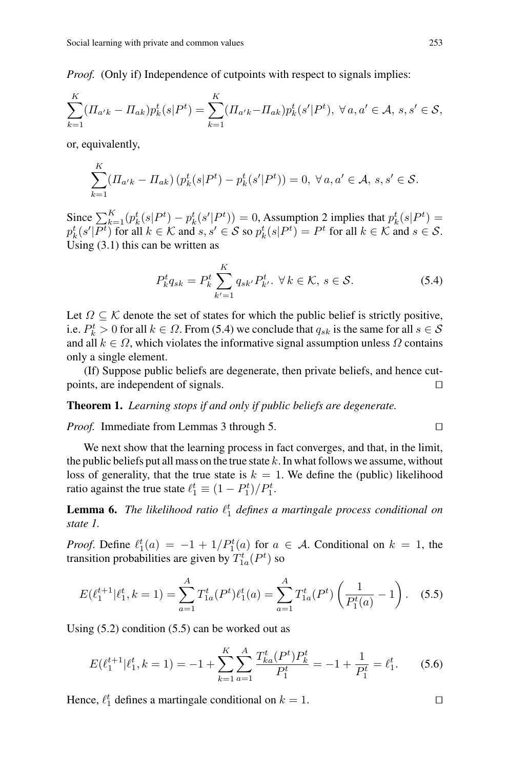*Proof.* (Only if) Independence of cutpoints with respect to signals implies:

$$\sum_{k=1}^{K}(\Pi_{a'k} - \Pi_{ak})p_k^t(s|P^t) = \sum_{k=1}^{K}(\Pi_{a'k} - \Pi_{ak})p_k^t(s'|P^t), \; \forall\, a, a' \in \mathcal{A},\, s, s' \in \mathcal{S},$$

or, equivalently,

$$\sum_{k=1}^{K}(\Pi_{a'k} - \Pi_{ak})\left(p_k^t(s|P^t) - p_k^t(s'|P^t)\right) = 0, \; \forall\, a, a' \in \mathcal{A},\, s, s' \in \mathcal{S}.$$

Since $\sum_{k=1}^{K}(p_k^t(s|P^t) - p_k^t(s'|P^t)) = 0$, Assumption 2 implies that $p_k^t(s|P^t) = p_k^t(s'|P^t)$ for all $k \in \mathcal{K}$ and $s, s' \in \mathcal{S}$ so $p_k^t(s|P^t) = P^t$ for all $k \in \mathcal{K}$ and $s \in \mathcal{S}$. Using (3.1) this can be written as

$$P_k^t q_{sk} = P_k^t \sum_{k'=1}^{K} q_{sk'} P_{k'}^t. \; \forall\, k \in \mathcal{K},\, s \in \mathcal{S}. \tag{5.4}$$

Let $\Omega \subseteq \mathcal{K}$ denote the set of states for which the public belief is strictly positive, i.e. $P_k^t > 0$ for all $k \in \Omega$. From (5.4) we conclude that $q_{sk}$ is the same for all $s \in \mathcal{S}$ and all $k \in \Omega$, which violates the informative signal assumption unless $\Omega$ contains only a single element.

(If) Suppose public beliefs are degenerate, then private beliefs, and hence cutpoints, are independent of signals. □

**Theorem 1.** *Learning stops if and only if public beliefs are degenerate.*

*Proof.* Immediate from Lemmas 3 through 5. □

We next show that the learning process in fact converges, and that, in the limit, the public beliefs put all mass on the true state $k$. In what follows we assume, without loss of generality, that the true state is $k = 1$. We define the (public) likelihood ratio against the true state $\ell_1^t \equiv (1 - P_1^t)/P_1^t$.

**Lemma 6.** *The likelihood ratio $\ell_1^t$ defines a martingale process conditional on state 1.*

*Proof.* Define $\ell_1^t(a) = -1 + 1/P_1^t(a)$ for $a \in \mathcal{A}$. Conditional on $k = 1$, the transition probabilities are given by $T_{1a}^t(P^t)$ so

$$E(\ell_1^{t+1}|\ell_1^t, k=1) = \sum_{a=1}^{A} T_{1a}^t(P^t)\ell_1^t(a) = \sum_{a=1}^{A} T_{1a}^t(P^t)\left(\frac{1}{P_1^t(a)} - 1\right). \tag{5.5}$$

Using (5.2) condition (5.5) can be worked out as

$$E(\ell_1^{t+1}|\ell_1^t, k=1) = -1 + \sum_{k=1}^{K}\sum_{a=1}^{A}\frac{T_{ka}^t(P^t)P_k^t}{P_1^t} = -1 + \frac{1}{P_1^t} = \ell_1^t. \tag{5.6}$$

Hence, $\ell_1^t$ defines a martingale conditional on $k = 1$. □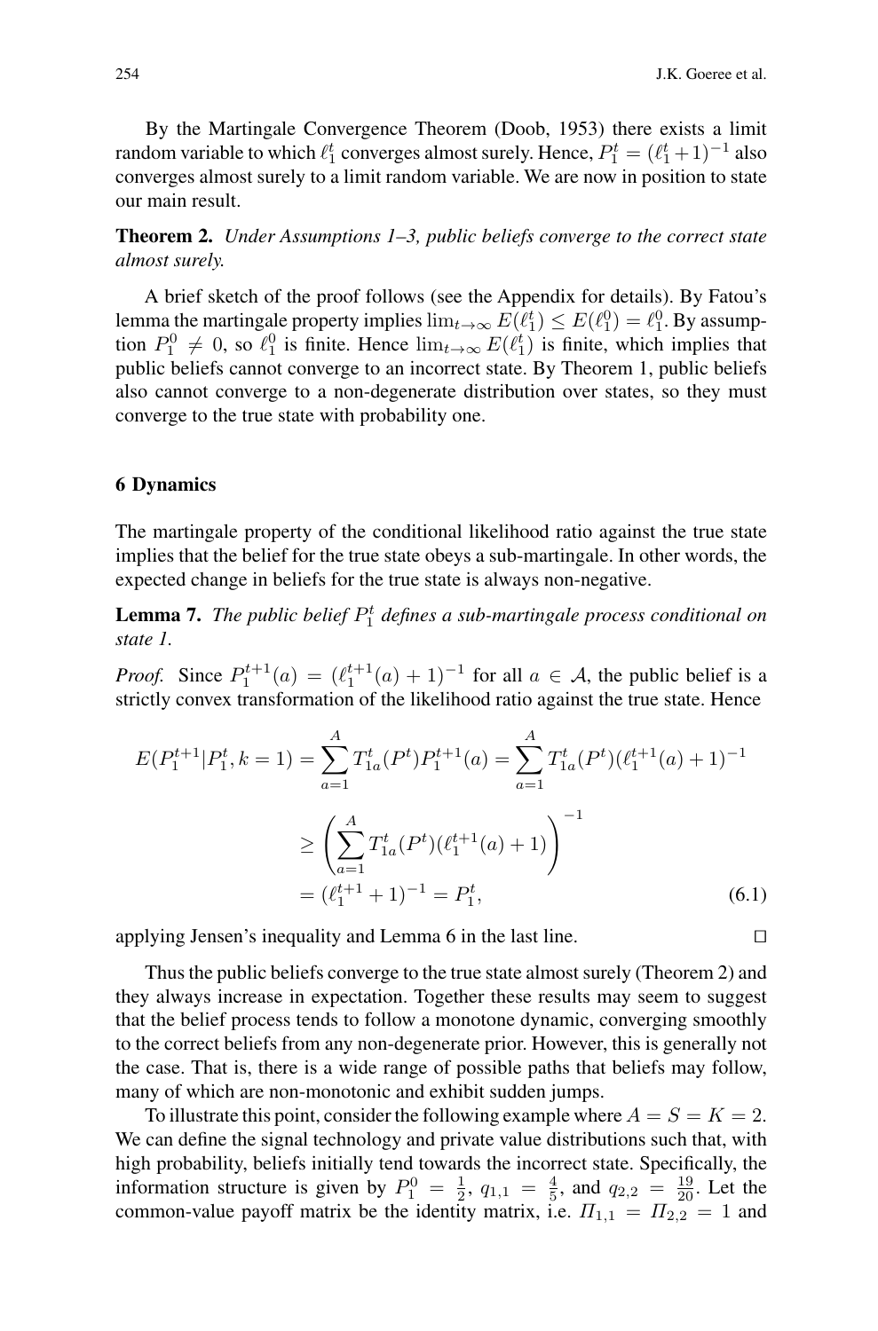By the Martingale Convergence Theorem (Doob, 1953) there exists a limit random variable to which $\ell_1^t$ converges almost surely. Hence, $P_1^t = (\ell_1^t + 1)^{-1}$ also converges almost surely to a limit random variable. We are now in position to state our main result.

**Theorem 2.** *Under Assumptions 1–3, public beliefs converge to the correct state almost surely.*

A brief sketch of the proof follows (see the Appendix for details). By Fatou's lemma the martingale property implies $\lim_{t\to\infty} E(\ell_1^t) \leq E(\ell_1^0) = \ell_1^0$. By assumption $P_1^0 \neq 0$, so $\ell_1^0$ is finite. Hence $\lim_{t\to\infty} E(\ell_1^t)$ is finite, which implies that public beliefs cannot converge to an incorrect state. By Theorem 1, public beliefs also cannot converge to a non-degenerate distribution over states, so they must converge to the true state with probability one.

## 6 Dynamics

The martingale property of the conditional likelihood ratio against the true state implies that the belief for the true state obeys a sub-martingale. In other words, the expected change in beliefs for the true state is always non-negative.

**Lemma 7.** *The public belief $P_1^t$ defines a sub-martingale process conditional on state 1.*

*Proof.* Since $P_1^{t+1}(a) = (\ell_1^{t+1}(a) + 1)^{-1}$ for all $a \in \mathcal{A}$, the public belief is a strictly convex transformation of the likelihood ratio against the true state. Hence

$$
\begin{aligned}
E(P_1^{t+1}|P_1^t, k=1) &= \sum_{a=1}^{A} T_{1a}^t(P^t) P_1^{t+1}(a) = \sum_{a=1}^{A} T_{1a}^t(P^t)(\ell_1^{t+1}(a)+1)^{-1} \\
&\geq \left( \sum_{a=1}^{A} T_{1a}^t(P^t)(\ell_1^{t+1}(a)+1) \right)^{-1} \\
&= (\ell_1^{t+1} + 1)^{-1} = P_1^t, \qquad (6.1)
\end{aligned}
$$

applying Jensen's inequality and Lemma 6 in the last line. □

Thus the public beliefs converge to the true state almost surely (Theorem 2) and they always increase in expectation. Together these results may seem to suggest that the belief process tends to follow a monotone dynamic, converging smoothly to the correct beliefs from any non-degenerate prior. However, this is generally not the case. That is, there is a wide range of possible paths that beliefs may follow, many of which are non-monotonic and exhibit sudden jumps.

To illustrate this point, consider the following example where $A = S = K = 2$. We can define the signal technology and private value distributions such that, with high probability, beliefs initially tend towards the incorrect state. Specifically, the information structure is given by $P_1^0 = \frac{1}{2}$, $q_{1,1} = \frac{4}{5}$, and $q_{2,2} = \frac{19}{20}$. Let the common-value payoff matrix be the identity matrix, i.e. $\Pi_{1,1} = \Pi_{2,2} = 1$ and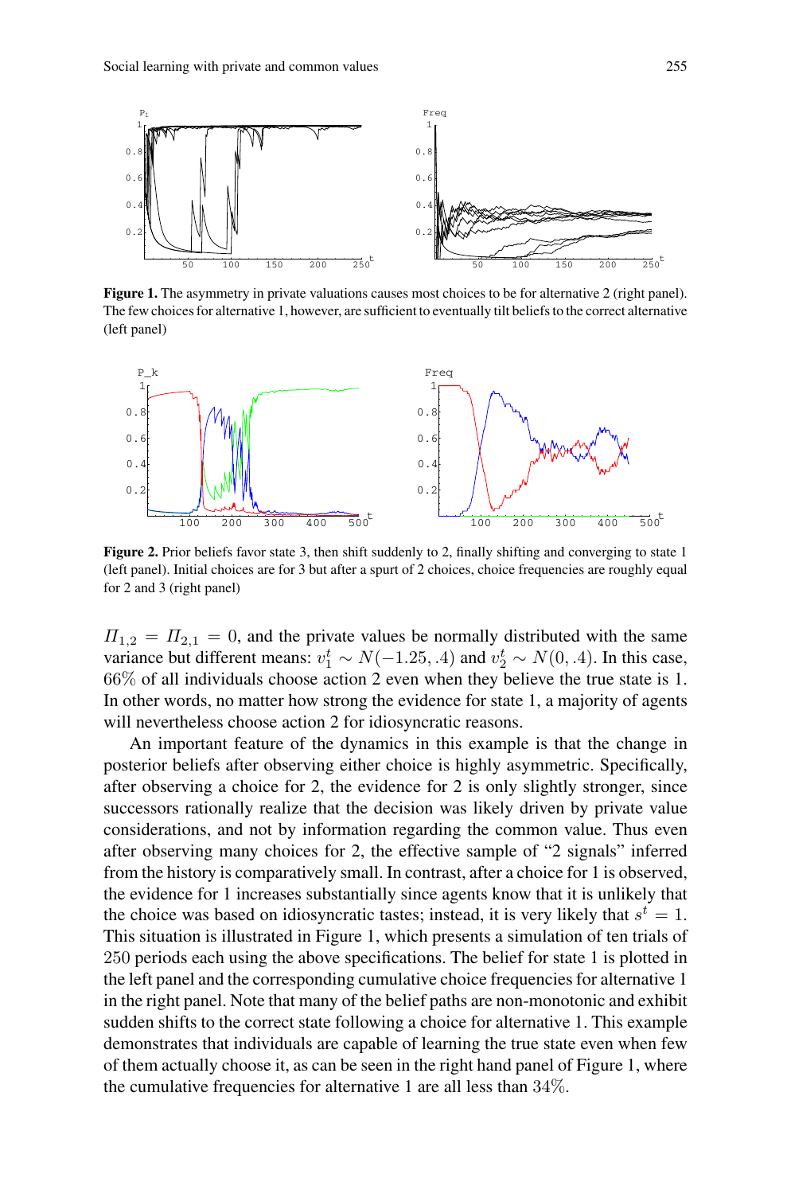**Figure 1.** The asymmetry in private valuations causes most choices to be for alternative 2 (right panel). The few choices for alternative 1, however, are sufficient to eventually tilt beliefs to the correct alternative (left panel)

**Figure 2.** Prior beliefs favor state 3, then shift suddenly to 2, finally shifting and converging to state 1 (left panel). Initial choices are for 3 but after a spurt of 2 choices, choice frequencies are roughly equal for 2 and 3 (right panel)

$\Pi_{1,2} = \Pi_{2,1} = 0$, and the private values be normally distributed with the same variance but different means: $v_1^t \sim N(-1.25, .4)$ and $v_2^t \sim N(0, .4)$. In this case, 66% of all individuals choose action 2 even when they believe the true state is 1. In other words, no matter how strong the evidence for state 1, a majority of agents will nevertheless choose action 2 for idiosyncratic reasons.

An important feature of the dynamics in this example is that the change in posterior beliefs after observing either choice is highly asymmetric. Specifically, after observing a choice for 2, the evidence for 2 is only slightly stronger, since successors rationally realize that the decision was likely driven by private value considerations, and not by information regarding the common value. Thus even after observing many choices for 2, the effective sample of "2 signals" inferred from the history is comparatively small. In contrast, after a choice for 1 is observed, the evidence for 1 increases substantially since agents know that it is unlikely that the choice was based on idiosyncratic tastes; instead, it is very likely that $s^t = 1$. This situation is illustrated in Figure 1, which presents a simulation of ten trials of 250 periods each using the above specifications. The belief for state 1 is plotted in the left panel and the corresponding cumulative choice frequencies for alternative 1 in the right panel. Note that many of the belief paths are non-monotonic and exhibit sudden shifts to the correct state following a choice for alternative 1. This example demonstrates that individuals are capable of learning the true state even when few of them actually choose it, as can be seen in the right hand panel of Figure 1, where the cumulative frequencies for alternative 1 are all less than 34%.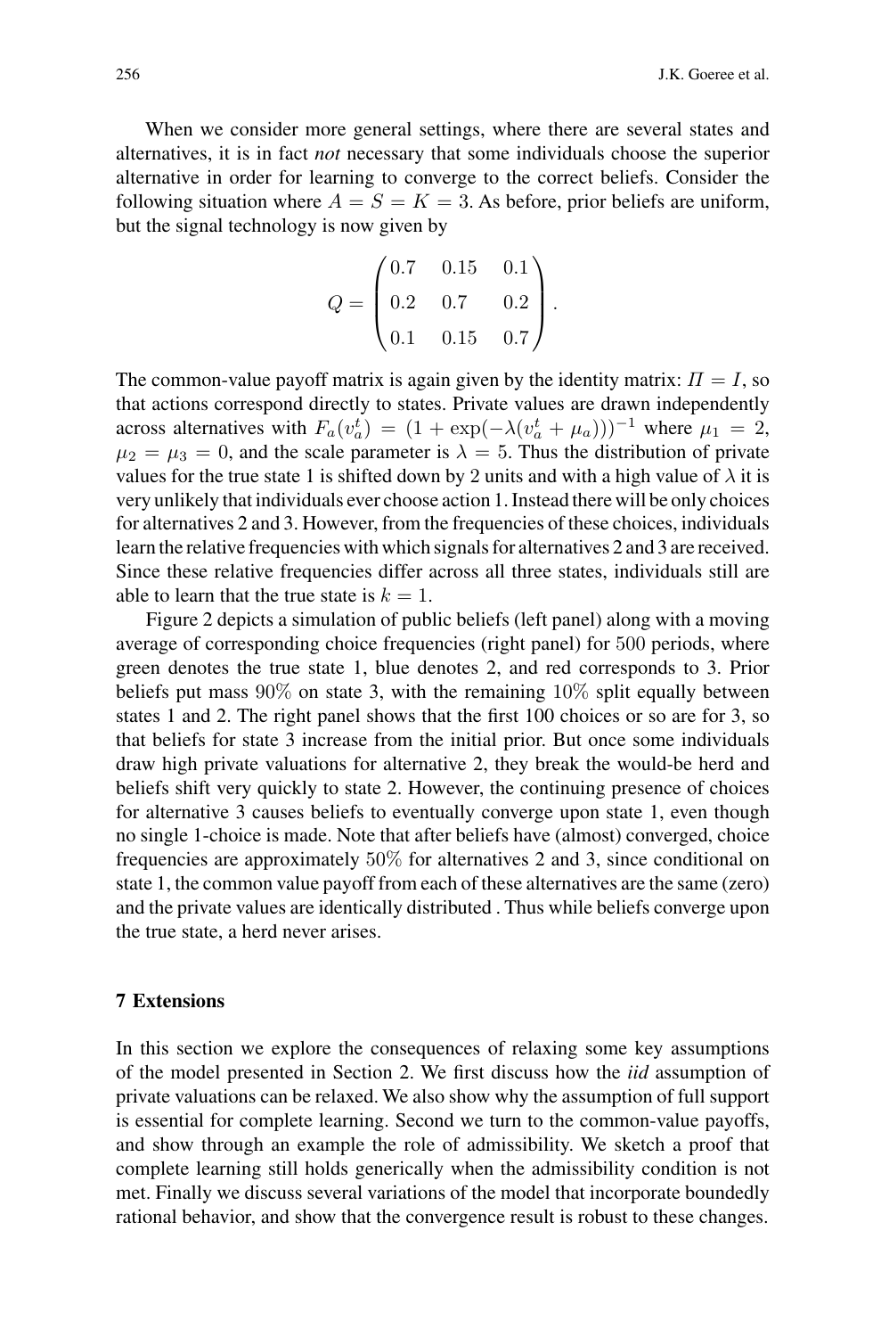When we consider more general settings, where there are several states and alternatives, it is in fact *not* necessary that some individuals choose the superior alternative in order for learning to converge to the correct beliefs. Consider the following situation where $A = S = K = 3$. As before, prior beliefs are uniform, but the signal technology is now given by

$$Q = \begin{pmatrix} 0.7 & 0.15 & 0.1 \\ 0.2 & 0.7 & 0.2 \\ 0.1 & 0.15 & 0.7 \end{pmatrix}.$$

The common-value payoff matrix is again given by the identity matrix: $\Pi = I$, so that actions correspond directly to states. Private values are drawn independently across alternatives with $F_a(v_a^t) = (1 + \exp(-\lambda(v_a^t + \mu_a)))^{-1}$ where $\mu_1 = 2$, $\mu_2 = \mu_3 = 0$, and the scale parameter is $\lambda = 5$. Thus the distribution of private values for the true state 1 is shifted down by 2 units and with a high value of $\lambda$ it is very unlikely that individuals ever choose action 1. Instead there will be only choices for alternatives 2 and 3. However, from the frequencies of these choices, individuals learn the relative frequencies with which signals for alternatives 2 and 3 are received. Since these relative frequencies differ across all three states, individuals still are able to learn that the true state is $k = 1$.

Figure 2 depicts a simulation of public beliefs (left panel) along with a moving average of corresponding choice frequencies (right panel) for 500 periods, where green denotes the true state 1, blue denotes 2, and red corresponds to 3. Prior beliefs put mass 90% on state 3, with the remaining 10% split equally between states 1 and 2. The right panel shows that the first 100 choices or so are for 3, so that beliefs for state 3 increase from the initial prior. But once some individuals draw high private valuations for alternative 2, they break the would-be herd and beliefs shift very quickly to state 2. However, the continuing presence of choices for alternative 3 causes beliefs to eventually converge upon state 1, even though no single 1-choice is made. Note that after beliefs have (almost) converged, choice frequencies are approximately 50% for alternatives 2 and 3, since conditional on state 1, the common value payoff from each of these alternatives are the same (zero) and the private values are identically distributed . Thus while beliefs converge upon the true state, a herd never arises.

## 7 Extensions

In this section we explore the consequences of relaxing some key assumptions of the model presented in Section 2. We first discuss how the *iid* assumption of private valuations can be relaxed. We also show why the assumption of full support is essential for complete learning. Second we turn to the common-value payoffs, and show through an example the role of admissibility. We sketch a proof that complete learning still holds generically when the admissibility condition is not met. Finally we discuss several variations of the model that incorporate boundedly rational behavior, and show that the convergence result is robust to these changes.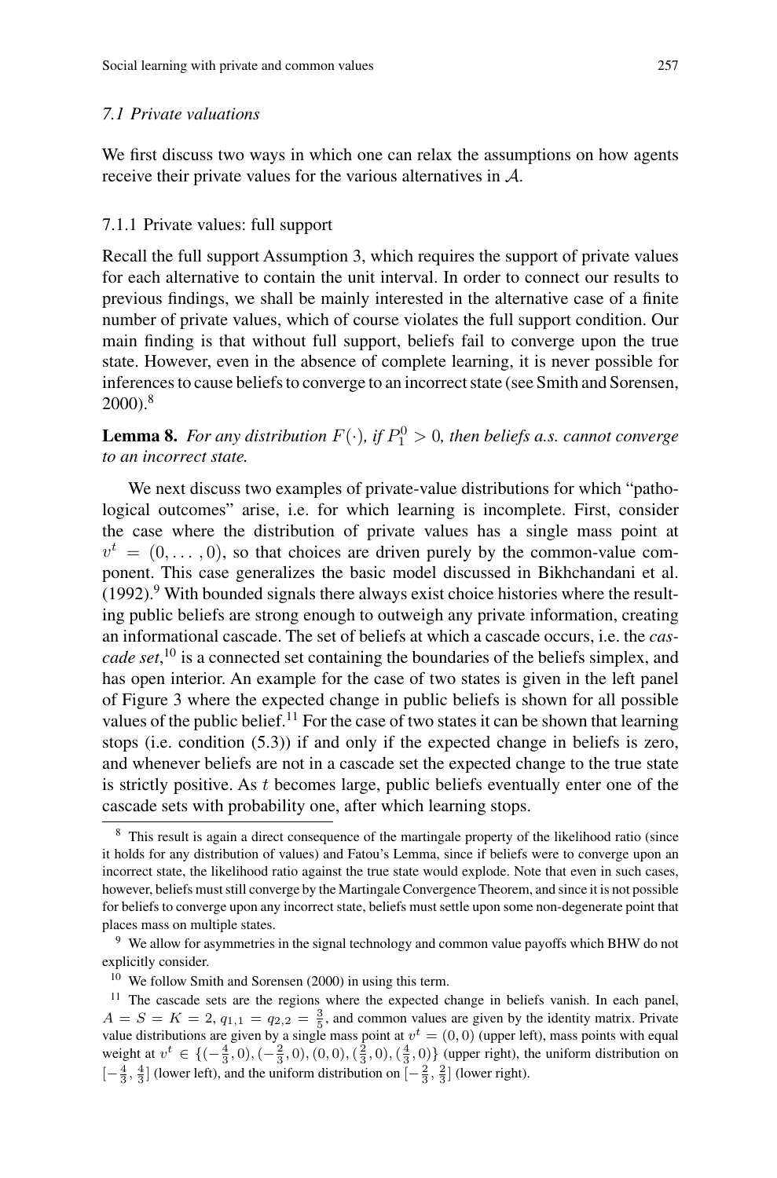### 7.1 Private valuations

We first discuss two ways in which one can relax the assumptions on how agents receive their private values for the various alternatives in $\mathcal{A}$.

#### 7.1.1 Private values: full support

Recall the full support Assumption 3, which requires the support of private values for each alternative to contain the unit interval. In order to connect our results to previous findings, we shall be mainly interested in the alternative case of a finite number of private values, which of course violates the full support condition. Our main finding is that without full support, beliefs fail to converge upon the true state. However, even in the absence of complete learning, it is never possible for inferences to cause beliefs to converge to an incorrect state (see Smith and Sorensen, 2000).[8]

**Lemma 8.** *For any distribution $F(\cdot)$, if $P_1^0 > 0$, then beliefs a.s. cannot converge to an incorrect state.*

We next discuss two examples of private-value distributions for which "pathological outcomes" arise, i.e. for which learning is incomplete. First, consider the case where the distribution of private values has a single mass point at $v^t = (0, \ldots, 0)$, so that choices are driven purely by the common-value component. This case generalizes the basic model discussed in Bikhchandani et al. (1992).[9] With bounded signals there always exist choice histories where the resulting public beliefs are strong enough to outweigh any private information, creating an informational cascade. The set of beliefs at which a cascade occurs, i.e. the *cascade set*,[10] is a connected set containing the boundaries of the beliefs simplex, and has open interior. An example for the case of two states is given in the left panel of Figure 3 where the expected change in public beliefs is shown for all possible values of the public belief.[11] For the case of two states it can be shown that learning stops (i.e. condition (5.3)) if and only if the expected change in beliefs is zero, and whenever beliefs are not in a cascade set the expected change to the true state is strictly positive. As $t$ becomes large, public beliefs eventually enter one of the cascade sets with probability one, after which learning stops.

---

[8] This result is again a direct consequence of the martingale property of the likelihood ratio (since it holds for any distribution of values) and Fatou's Lemma, since if beliefs were to converge upon an incorrect state, the likelihood ratio against the true state would explode. Note that even in such cases, however, beliefs must still converge by the Martingale Convergence Theorem, and since it is not possible for beliefs to converge upon any incorrect state, beliefs must settle upon some non-degenerate point that places mass on multiple states.

[9] We allow for asymmetries in the signal technology and common value payoffs which BHW do not explicitly consider.

[10] We follow Smith and Sorensen (2000) in using this term.

[11] The cascade sets are the regions where the expected change in beliefs vanish. In each panel, $A = S = K = 2$, $q_{1,1} = q_{2,2} = \frac{3}{5}$, and common values are given by the identity matrix. Private value distributions are given by a single mass point at $v^t = (0, 0)$ (upper left), mass points with equal weight at $v^t \in \{(-\frac{4}{3}, 0), (-\frac{2}{3}, 0), (0, 0), (\frac{2}{3}, 0), (\frac{4}{3}, 0)\}$ (upper right), the uniform distribution on $[-\frac{4}{3}, \frac{4}{3}]$ (lower left), and the uniform distribution on $[-\frac{2}{3}, \frac{2}{3}]$ (lower right).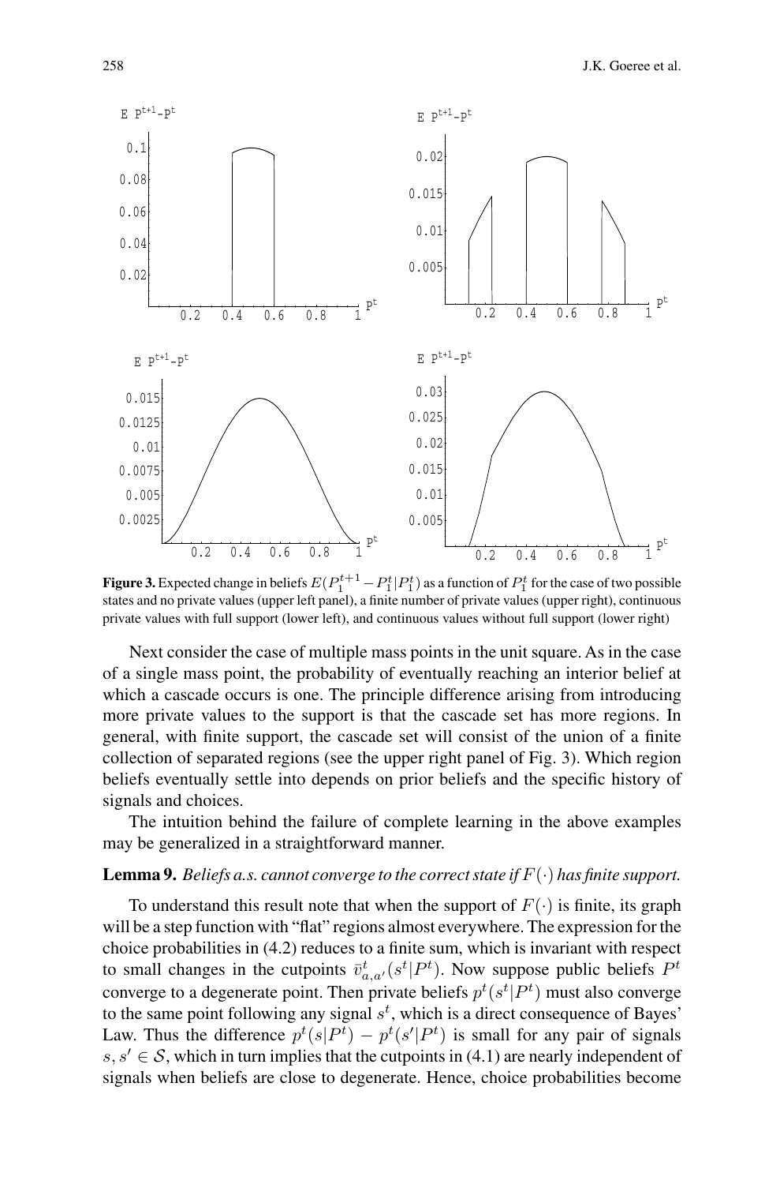**Figure 3.** Expected change in beliefs $E(P_1^{t+1} - P_1^t | P_1^t)$ as a function of $P_1^t$ for the case of two possible states and no private values (upper left panel), a finite number of private values (upper right), continuous private values with full support (lower left), and continuous values without full support (lower right)

Next consider the case of multiple mass points in the unit square. As in the case of a single mass point, the probability of eventually reaching an interior belief at which a cascade occurs is one. The principle difference arising from introducing more private values to the support is that the cascade set has more regions. In general, with finite support, the cascade set will consist of the union of a finite collection of separated regions (see the upper right panel of Fig. 3). Which region beliefs eventually settle into depends on prior beliefs and the specific history of signals and choices.

The intuition behind the failure of complete learning in the above examples may be generalized in a straightforward manner.

**Lemma 9.** *Beliefs a.s. cannot converge to the correct state if $F(\cdot)$ has finite support.*

To understand this result note that when the support of $F(\cdot)$ is finite, its graph will be a step function with "flat" regions almost everywhere. The expression for the choice probabilities in (4.2) reduces to a finite sum, which is invariant with respect to small changes in the cutpoints $\bar{v}^t_{a,a'}(s^t|P^t)$. Now suppose public beliefs $P^t$ converge to a degenerate point. Then private beliefs $p^t(s^t|P^t)$ must also converge to the same point following any signal $s^t$, which is a direct consequence of Bayes' Law. Thus the difference $p^t(s|P^t) - p^t(s'|P^t)$ is small for any pair of signals $s, s' \in \mathcal{S}$, which in turn implies that the cutpoints in (4.1) are nearly independent of signals when beliefs are close to degenerate. Hence, choice probabilities become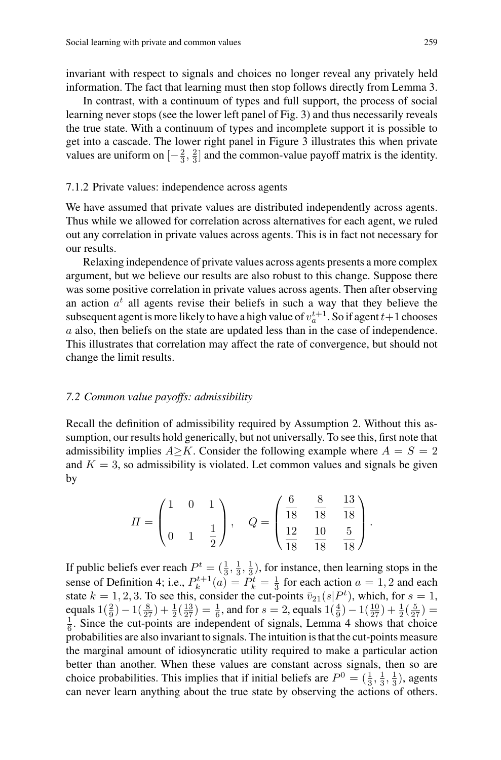invariant with respect to signals and choices no longer reveal any privately held information. The fact that learning must then stop follows directly from Lemma 3.

In contrast, with a continuum of types and full support, the process of social learning never stops (see the lower left panel of Fig. 3) and thus necessarily reveals the true state. With a continuum of types and incomplete support it is possible to get into a cascade. The lower right panel in Figure 3 illustrates this when private values are uniform on $[-\frac{2}{3}, \frac{2}{3}]$ and the common-value payoff matrix is the identity.

### 7.1.2 Private values: independence across agents

We have assumed that private values are distributed independently across agents. Thus while we allowed for correlation across alternatives for each agent, we ruled out any correlation in private values across agents. This is in fact not necessary for our results.

Relaxing independence of private values across agents presents a more complex argument, but we believe our results are also robust to this change. Suppose there was some positive correlation in private values across agents. Then after observing an action $a^t$ all agents revise their beliefs in such a way that they believe the subsequent agent is more likely to have a high value of $v_a^{t+1}$. So if agent $t+1$ chooses $a$ also, then beliefs on the state are updated less than in the case of independence. This illustrates that correlation may affect the rate of convergence, but should not change the limit results.

## *7.2 Common value payoffs: admissibility*

Recall the definition of admissibility required by Assumption 2. Without this assumption, our results hold generically, but not universally. To see this, first note that admissibility implies $A \geq K$. Consider the following example where $A = S = 2$ and $K = 3$, so admissibility is violated. Let common values and signals be given by

$$\Pi = \begin{pmatrix} 1 & 0 & 1 \\ 0 & 1 & \frac{1}{2} \end{pmatrix}, \quad Q = \begin{pmatrix} \frac{6}{18} & \frac{8}{18} & \frac{13}{18} \\ \frac{12}{18} & \frac{10}{18} & \frac{5}{18} \end{pmatrix}.$$

If public beliefs ever reach $P^t = (\frac{1}{3}, \frac{1}{3}, \frac{1}{3})$, for instance, then learning stops in the sense of Definition 4; i.e., $P_k^{t+1}(a) = P_k^t = \frac{1}{3}$ for each action $a = 1, 2$ and each state $k = 1, 2, 3$. To see this, consider the cut-points $\bar{v}_{21}(s|P^t)$, which, for $s = 1$, equals $1(\frac{2}{9}) - 1(\frac{8}{27}) + \frac{1}{2}(\frac{13}{27}) = \frac{1}{6}$, and for $s = 2$, equals $1(\frac{4}{9}) - 1(\frac{10}{27}) + \frac{1}{2}(\frac{5}{27}) = \frac{1}{6}$. Since the cut-points are independent of signals, Lemma 4 shows that choice probabilities are also invariant to signals. The intuition is that the cut-points measure the marginal amount of idiosyncratic utility required to make a particular action better than another. When these values are constant across signals, then so are choice probabilities. This implies that if initial beliefs are $P^0 = (\frac{1}{3}, \frac{1}{3}, \frac{1}{3})$, agents can never learn anything about the true state by observing the actions of others.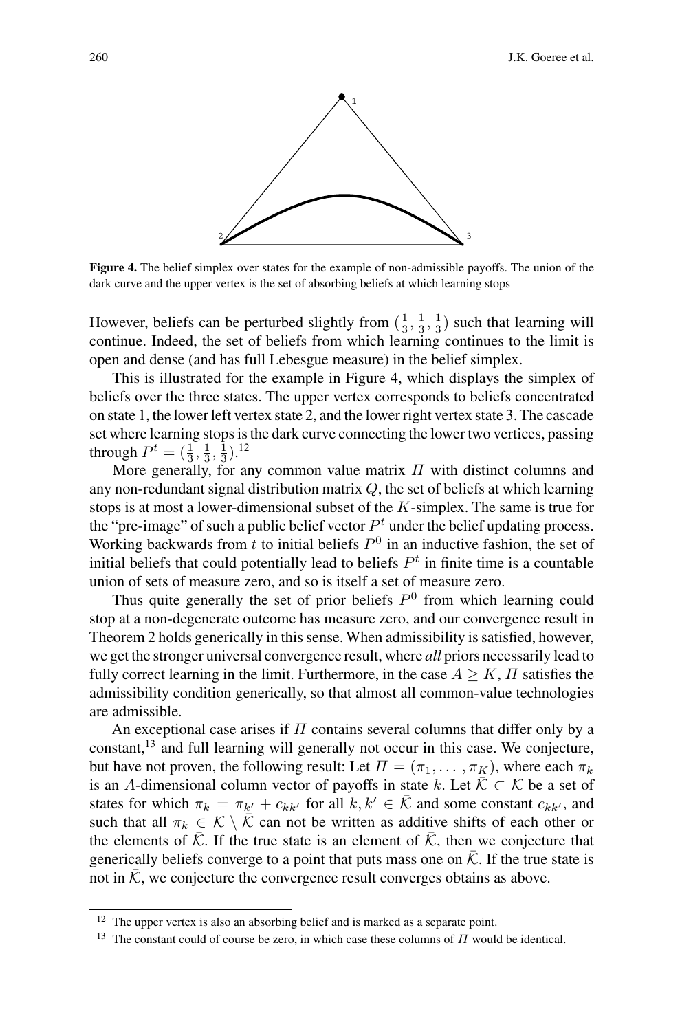**Figure 4.** The belief simplex over states for the example of non-admissible payoffs. The union of the dark curve and the upper vertex is the set of absorbing beliefs at which learning stops

However, beliefs can be perturbed slightly from $(\frac{1}{3}, \frac{1}{3}, \frac{1}{3})$ such that learning will continue. Indeed, the set of beliefs from which learning continues to the limit is open and dense (and has full Lebesgue measure) in the belief simplex.

This is illustrated for the example in Figure 4, which displays the simplex of beliefs over the three states. The upper vertex corresponds to beliefs concentrated on state 1, the lower left vertex state 2, and the lower right vertex state 3. The cascade set where learning stops is the dark curve connecting the lower two vertices, passing through $P^t = (\frac{1}{3}, \frac{1}{3}, \frac{1}{3})$.[12]

More generally, for any common value matrix $\Pi$ with distinct columns and any non-redundant signal distribution matrix $Q$, the set of beliefs at which learning stops is at most a lower-dimensional subset of the $K$-simplex. The same is true for the "pre-image" of such a public belief vector $P^t$ under the belief updating process. Working backwards from $t$ to initial beliefs $P^0$ in an inductive fashion, the set of initial beliefs that could potentially lead to beliefs $P^t$ in finite time is a countable union of sets of measure zero, and so is itself a set of measure zero.

Thus quite generally the set of prior beliefs $P^0$ from which learning could stop at a non-degenerate outcome has measure zero, and our convergence result in Theorem 2 holds generically in this sense. When admissibility is satisfied, however, we get the stronger universal convergence result, where *all* priors necessarily lead to fully correct learning in the limit. Furthermore, in the case $A \geq K$, $\Pi$ satisfies the admissibility condition generically, so that almost all common-value technologies are admissible.

An exceptional case arises if $\Pi$ contains several columns that differ only by a constant,[13] and full learning will generally not occur in this case. We conjecture, but have not proven, the following result: Let $\Pi = (\pi_1, \ldots, \pi_K)$, where each $\pi_k$ is an $A$-dimensional column vector of payoffs in state $k$. Let $\bar{\mathcal{K}} \subset \mathcal{K}$ be a set of states for which $\pi_k = \pi_{k'} + c_{kk'}$ for all $k, k' \in \bar{\mathcal{K}}$ and some constant $c_{kk'}$, and such that all $\pi_k \in \mathcal{K} \setminus \bar{\mathcal{K}}$ can not be written as additive shifts of each other or the elements of $\bar{\mathcal{K}}$. If the true state is an element of $\bar{\mathcal{K}}$, then we conjecture that generically beliefs converge to a point that puts mass one on $\bar{\mathcal{K}}$. If the true state is not in $\bar{\mathcal{K}}$, we conjecture the convergence result converges obtains as above.

---

[12] The upper vertex is also an absorbing belief and is marked as a separate point.

[13] The constant could of course be zero, in which case these columns of $\Pi$ would be identical.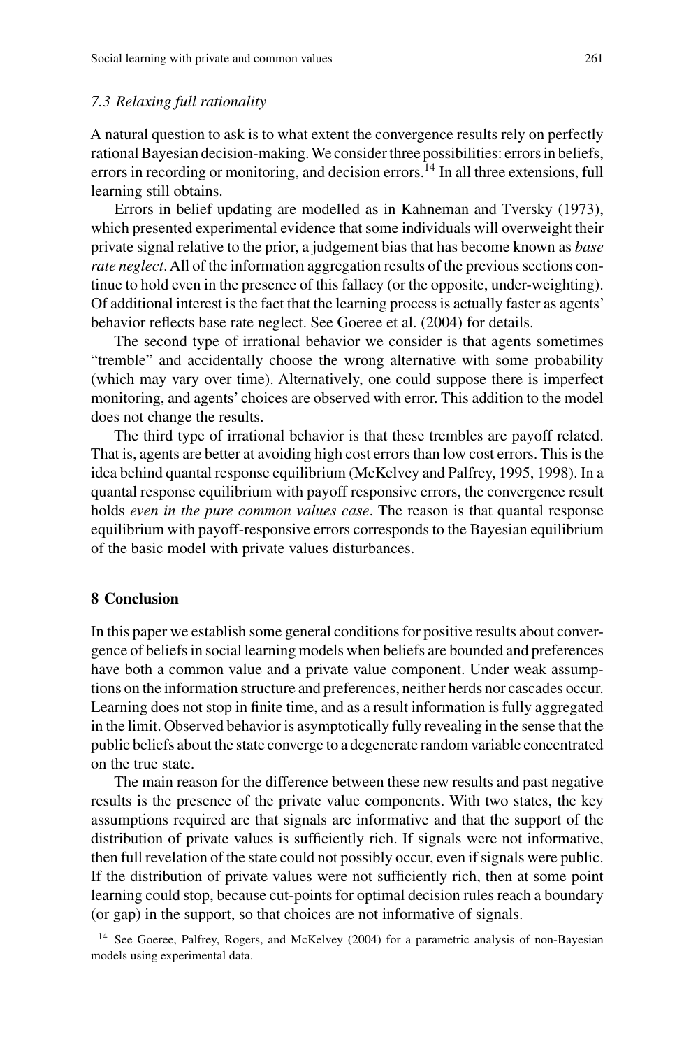### *7.3 Relaxing full rationality*

A natural question to ask is to what extent the convergence results rely on perfectly rational Bayesian decision-making. We consider three possibilities: errors in beliefs, errors in recording or monitoring, and decision errors.[14] In all three extensions, full learning still obtains.

Errors in belief updating are modelled as in Kahneman and Tversky (1973), which presented experimental evidence that some individuals will overweight their private signal relative to the prior, a judgement bias that has become known as *base rate neglect*. All of the information aggregation results of the previous sections continue to hold even in the presence of this fallacy (or the opposite, under-weighting). Of additional interest is the fact that the learning process is actually faster as agents' behavior reflects base rate neglect. See Goeree et al. (2004) for details.

The second type of irrational behavior we consider is that agents sometimes "tremble" and accidentally choose the wrong alternative with some probability (which may vary over time). Alternatively, one could suppose there is imperfect monitoring, and agents' choices are observed with error. This addition to the model does not change the results.

The third type of irrational behavior is that these trembles are payoff related. That is, agents are better at avoiding high cost errors than low cost errors. This is the idea behind quantal response equilibrium (McKelvey and Palfrey, 1995, 1998). In a quantal response equilibrium with payoff responsive errors, the convergence result holds *even in the pure common values case*. The reason is that quantal response equilibrium with payoff-responsive errors corresponds to the Bayesian equilibrium of the basic model with private values disturbances.

## 8 Conclusion

In this paper we establish some general conditions for positive results about convergence of beliefs in social learning models when beliefs are bounded and preferences have both a common value and a private value component. Under weak assumptions on the information structure and preferences, neither herds nor cascades occur. Learning does not stop in finite time, and as a result information is fully aggregated in the limit. Observed behavior is asymptotically fully revealing in the sense that the public beliefs about the state converge to a degenerate random variable concentrated on the true state.

The main reason for the difference between these new results and past negative results is the presence of the private value components. With two states, the key assumptions required are that signals are informative and that the support of the distribution of private values is sufficiently rich. If signals were not informative, then full revelation of the state could not possibly occur, even if signals were public. If the distribution of private values were not sufficiently rich, then at some point learning could stop, because cut-points for optimal decision rules reach a boundary (or gap) in the support, so that choices are not informative of signals.

[14] See Goeree, Palfrey, Rogers, and McKelvey (2004) for a parametric analysis of non-Bayesian models using experimental data.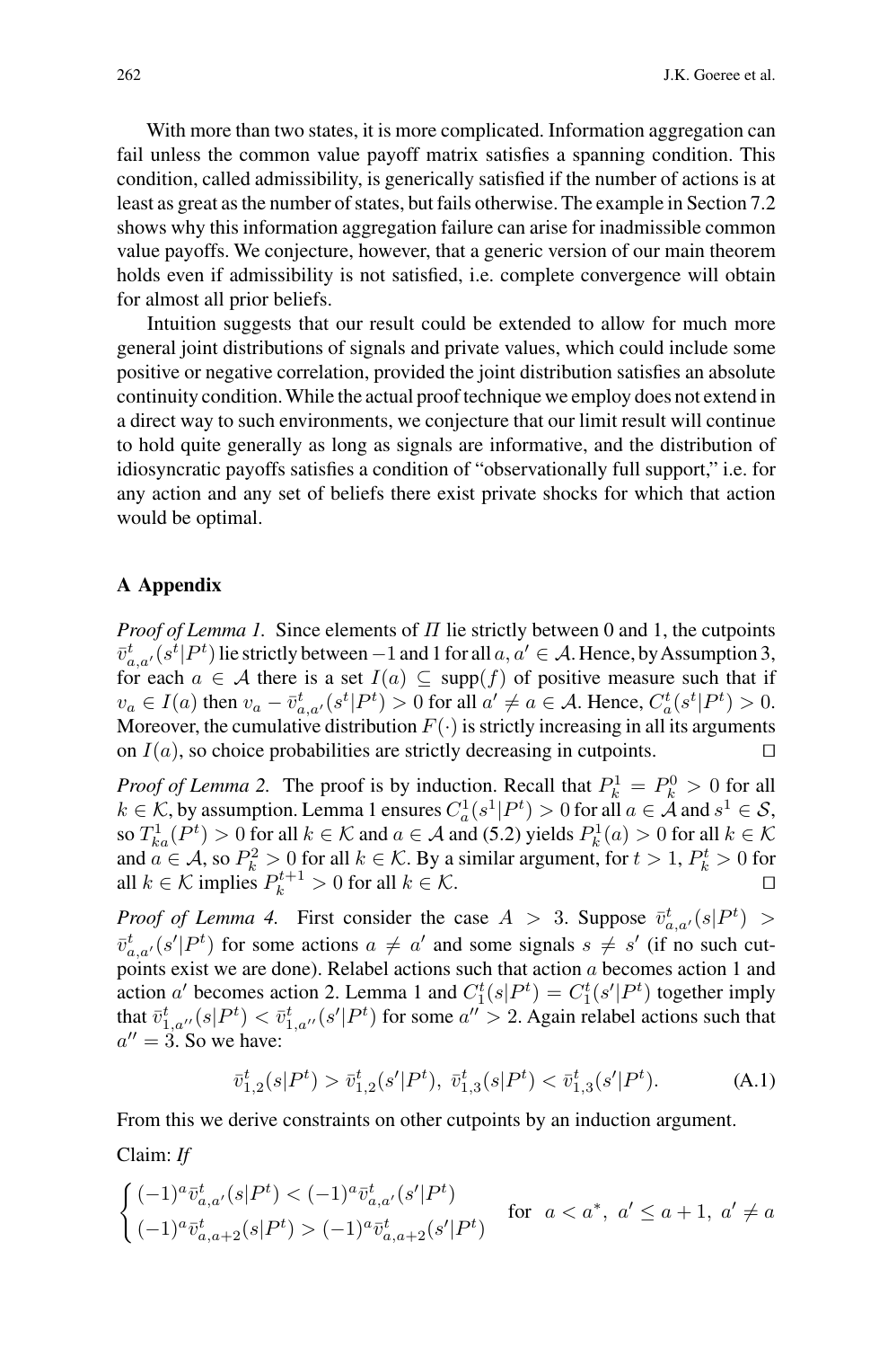With more than two states, it is more complicated. Information aggregation can fail unless the common value payoff matrix satisfies a spanning condition. This condition, called admissibility, is generically satisfied if the number of actions is at least as great as the number of states, but fails otherwise. The example in Section 7.2 shows why this information aggregation failure can arise for inadmissible common value payoffs. We conjecture, however, that a generic version of our main theorem holds even if admissibility is not satisfied, i.e. complete convergence will obtain for almost all prior beliefs.

Intuition suggests that our result could be extended to allow for much more general joint distributions of signals and private values, which could include some positive or negative correlation, provided the joint distribution satisfies an absolute continuity condition. While the actual proof technique we employ does not extend in a direct way to such environments, we conjecture that our limit result will continue to hold quite generally as long as signals are informative, and the distribution of idiosyncratic payoffs satisfies a condition of "observationally full support," i.e. for any action and any set of beliefs there exist private shocks for which that action would be optimal.

## A Appendix

*Proof of Lemma 1.* Since elements of $\Pi$ lie strictly between 0 and 1, the cutpoints $\bar{v}^t_{a,a'}(s^t|P^t)$ lie strictly between $-1$ and 1 for all $a, a' \in \mathcal{A}$. Hence, by Assumption 3, for each $a \in \mathcal{A}$ there is a set $I(a) \subseteq \text{supp}(f)$ of positive measure such that if $v_a \in I(a)$ then $v_a - \bar{v}^t_{a,a'}(s^t|P^t) > 0$ for all $a' \neq a \in \mathcal{A}$. Hence, $C^t_a(s^t|P^t) > 0$. Moreover, the cumulative distribution $F(\cdot)$ is strictly increasing in all its arguments on $I(a)$, so choice probabilities are strictly decreasing in cutpoints. □

*Proof of Lemma 2.* The proof is by induction. Recall that $P^1_k = P^0_k > 0$ for all $k \in \mathcal{K}$, by assumption. Lemma 1 ensures $C^1_a(s^1|P^t) > 0$ for all $a \in \mathcal{A}$ and $s^1 \in \mathcal{S}$, so $T^1_{ka}(P^t) > 0$ for all $k \in \mathcal{K}$ and $a \in \mathcal{A}$ and (5.2) yields $P^1_k(a) > 0$ for all $k \in \mathcal{K}$ and $a \in \mathcal{A}$, so $P^2_k > 0$ for all $k \in \mathcal{K}$. By a similar argument, for $t > 1$, $P^t_k > 0$ for all $k \in \mathcal{K}$ implies $P^{t+1}_k > 0$ for all $k \in \mathcal{K}$. □

*Proof of Lemma 4.* First consider the case $A > 3$. Suppose $\bar{v}^t_{a,a'}(s|P^t) > \bar{v}^t_{a,a'}(s'|P^t)$ for some actions $a \neq a'$ and some signals $s \neq s'$ (if no such cutpoints exist we are done). Relabel actions such that action $a$ becomes action 1 and action $a'$ becomes action 2. Lemma 1 and $C^t_1(s|P^t) = C^t_1(s'|P^t)$ together imply that $\bar{v}^t_{1,a''}(s|P^t) < \bar{v}^t_{1,a''}(s'|P^t)$ for some $a'' > 2$. Again relabel actions such that $a'' = 3$. So we have:

$$\bar{v}^t_{1,2}(s|P^t) > \bar{v}^t_{1,2}(s'|P^t),\ \bar{v}^t_{1,3}(s|P^t) < \bar{v}^t_{1,3}(s'|P^t). \tag{A.1}$$

From this we derive constraints on other cutpoints by an induction argument.

Claim: *If*

$$\begin{cases} (-1)^a \bar{v}^t_{a,a'}(s|P^t) < (-1)^a \bar{v}^t_{a,a'}(s'|P^t) \\ (-1)^a \bar{v}^t_{a,a+2}(s|P^t) > (-1)^a \bar{v}^t_{a,a+2}(s'|P^t) \end{cases} \quad \text{for} \quad a < a^*,\ a' \leq a+1,\ a' \neq a$$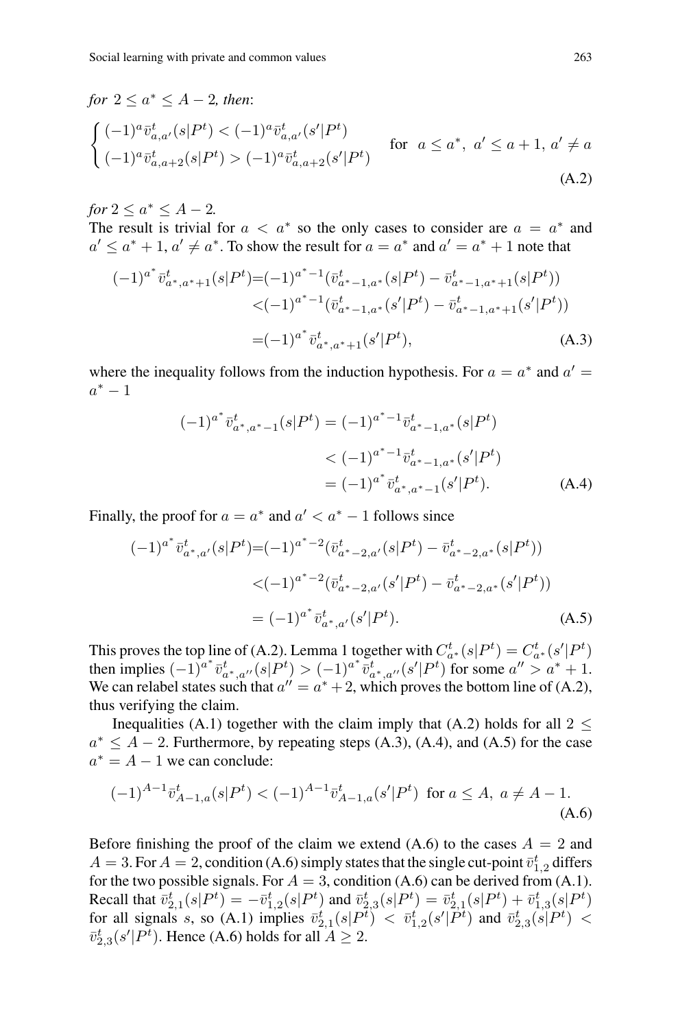*for* $2 \leq a^* \leq A-2$*, then*:

$$
\begin{cases} (-1)^a \bar{v}^t_{a,a'}(s|P^t) < (-1)^a \bar{v}^t_{a,a'}(s'|P^t) \\ (-1)^a \bar{v}^t_{a,a+2}(s|P^t) > (-1)^a \bar{v}^t_{a,a+2}(s'|P^t) \end{cases} \quad \text{for} \;\; a \leq a^*, \;\; a' \leq a+1, \; a' \neq a \tag{A.2}
$$

*for* $2 \leq a^* \leq A-2$.

The result is trivial for $a < a^*$ so the only cases to consider are $a = a^*$ and $a' \leq a^* + 1, a' \neq a^*$. To show the result for $a = a^*$ and $a' = a^* + 1$ note that

$$
\begin{aligned}
(-1)^{a^*} \bar{v}^t_{a^*,a^*+1}(s|P^t) &= (-1)^{a^*-1}(\bar{v}^t_{a^*-1,a^*}(s|P^t) - \bar{v}^t_{a^*-1,a^*+1}(s|P^t)) \\
&< (-1)^{a^*-1}(\bar{v}^t_{a^*-1,a^*}(s'|P^t) - \bar{v}^t_{a^*-1,a^*+1}(s'|P^t)) \\
&= (-1)^{a^*} \bar{v}^t_{a^*,a^*+1}(s'|P^t),
\end{aligned} \tag{A.3}
$$

where the inequality follows from the induction hypothesis. For $a = a^*$ and $a' = a^* - 1$

$$
\begin{aligned}
(-1)^{a^*} \bar{v}^t_{a^*,a^*-1}(s|P^t) &= (-1)^{a^*-1} \bar{v}^t_{a^*-1,a^*}(s|P^t) \\
&< (-1)^{a^*-1} \bar{v}^t_{a^*-1,a^*}(s'|P^t) \\
&= (-1)^{a^*} \bar{v}^t_{a^*,a^*-1}(s'|P^t).
\end{aligned} \tag{A.4}
$$

Finally, the proof for $a = a^*$ and $a' < a^* - 1$ follows since

$$
\begin{aligned}
(-1)^{a^*} \bar{v}^t_{a^*,a'}(s|P^t) &= (-1)^{a^*-2}(\bar{v}^t_{a^*-2,a'}(s|P^t) - \bar{v}^t_{a^*-2,a^*}(s|P^t)) \\
&< (-1)^{a^*-2}(\bar{v}^t_{a^*-2,a'}(s'|P^t) - \bar{v}^t_{a^*-2,a^*}(s'|P^t)) \\
&= (-1)^{a^*} \bar{v}^t_{a^*,a'}(s'|P^t).
\end{aligned} \tag{A.5}
$$

This proves the top line of (A.2). Lemma 1 together with $C^t_{a^*}(s|P^t) = C^t_{a^*}(s'|P^t)$ then implies $(-1)^{a^*} \bar{v}^t_{a^*,a''}(s|P^t) > (-1)^{a^*} \bar{v}^t_{a^*,a''}(s'|P^t)$ for some $a'' > a^* + 1$. We can relabel states such that $a'' = a^* + 2$, which proves the bottom line of (A.2), thus verifying the claim.

Inequalities (A.1) together with the claim imply that (A.2) holds for all $2 \leq a^* \leq A-2$. Furthermore, by repeating steps (A.3), (A.4), and (A.5) for the case $a^* = A - 1$ we can conclude:

$$
(-1)^{A-1} \bar{v}^t_{A-1,a}(s|P^t) < (-1)^{A-1} \bar{v}^t_{A-1,a}(s'|P^t) \;\; \text{for} \; a \leq A, \; a \neq A-1. \tag{A.6}
$$

Before finishing the proof of the claim we extend (A.6) to the cases $A = 2$ and $A = 3$. For $A = 2$, condition (A.6) simply states that the single cut-point $\bar{v}^t_{1,2}$ differs for the two possible signals. For $A = 3$, condition (A.6) can be derived from (A.1). Recall that $\bar{v}^t_{2,1}(s|P^t) = -\bar{v}^t_{1,2}(s|P^t)$ and $\bar{v}^t_{2,3}(s|P^t) = \bar{v}^t_{2,1}(s|P^t) + \bar{v}^t_{1,3}(s|P^t)$ for all signals $s$, so (A.1) implies $\bar{v}^t_{2,1}(s|P^t) < \bar{v}^t_{1,2}(s'|P^t)$ and $\bar{v}^t_{2,3}(s|P^t) < \bar{v}^t_{2,3}(s'|P^t)$. Hence (A.6) holds for all $A \geq 2$.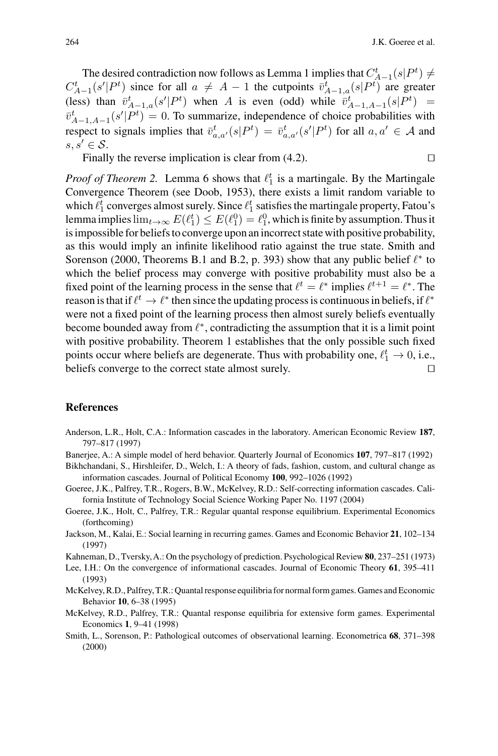The desired contradiction now follows as Lemma 1 implies that $C^t_{A-1}(s|P^t) \neq C^t_{A-1}(s'|P^t)$ since for all $a \neq A-1$ the cutpoints $\bar{v}^t_{A-1,a}(s|P^t)$ are greater (less) than $\bar{v}^t_{A-1,a}(s'|P^t)$ when $A$ is even (odd) while $\bar{v}^t_{A-1,A-1}(s|P^t) = \bar{v}^t_{A-1,A-1}(s'|P^t) = 0$. To summarize, independence of choice probabilities with respect to signals implies that $\bar{v}^t_{a,a'}(s|P^t) = \bar{v}^t_{a,a'}(s'|P^t)$ for all $a, a' \in \mathcal{A}$ and $s, s' \in \mathcal{S}$.

Finally the reverse implication is clear from (4.2). □

*Proof of Theorem 2.* Lemma 6 shows that $\ell^t_1$ is a martingale. By the Martingale Convergence Theorem (see Doob, 1953), there exists a limit random variable to which $\ell^t_1$ converges almost surely. Since $\ell^t_1$ satisfies the martingale property, Fatou's lemma implies $\lim_{t\to\infty} E(\ell^t_1) \leq E(\ell^0_1) = \ell^0_1$, which is finite by assumption. Thus it is impossible for beliefs to converge upon an incorrect state with positive probability, as this would imply an infinite likelihood ratio against the true state. Smith and Sorenson (2000, Theorems B.1 and B.2, p. 393) show that any public belief $\ell^*$ to which the belief process may converge with positive probability must also be a fixed point of the learning process in the sense that $\ell^t = \ell^*$ implies $\ell^{t+1} = \ell^*$. The reason is that if $\ell^t \to \ell^*$ then since the updating process is continuous in beliefs, if $\ell^*$ were not a fixed point of the learning process then almost surely beliefs eventually become bounded away from $\ell^*$, contradicting the assumption that it is a limit point with positive probability. Theorem 1 establishes that the only possible such fixed points occur where beliefs are degenerate. Thus with probability one, $\ell^t_1 \to 0$, i.e., beliefs converge to the correct state almost surely. □

## References

Anderson, L.R., Holt, C.A.: Information cascades in the laboratory. American Economic Review **187**, 797–817 (1997)

Banerjee, A.: A simple model of herd behavior. Quarterly Journal of Economics **107**, 797–817 (1992)

Bikhchandani, S., Hirshleifer, D., Welch, I.: A theory of fads, fashion, custom, and cultural change as information cascades. Journal of Political Economy **100**, 992–1026 (1992)

Goeree, J.K., Palfrey, T.R., Rogers, B.W., McKelvey, R.D.: Self-correcting information cascades. California Institute of Technology Social Science Working Paper No. 1197 (2004)

Goeree, J.K., Holt, C., Palfrey, T.R.: Regular quantal response equilibrium. Experimental Economics (forthcoming)

Jackson, M., Kalai, E.: Social learning in recurring games. Games and Economic Behavior **21**, 102–134 (1997)

Kahneman, D., Tversky, A.: On the psychology of prediction. Psychological Review **80**, 237–251 (1973)

Lee, I.H.: On the convergence of informational cascades. Journal of Economic Theory **61**, 395–411 (1993)

McKelvey, R.D., Palfrey, T.R.: Quantal response equilibria for normal form games. Games and Economic Behavior **10**, 6–38 (1995)

McKelvey, R.D., Palfrey, T.R.: Quantal response equilibria for extensive form games. Experimental Economics **1**, 9–41 (1998)

Smith, L., Sorenson, P.: Pathological outcomes of observational learning. Econometrica **68**, 371–398 (2000)